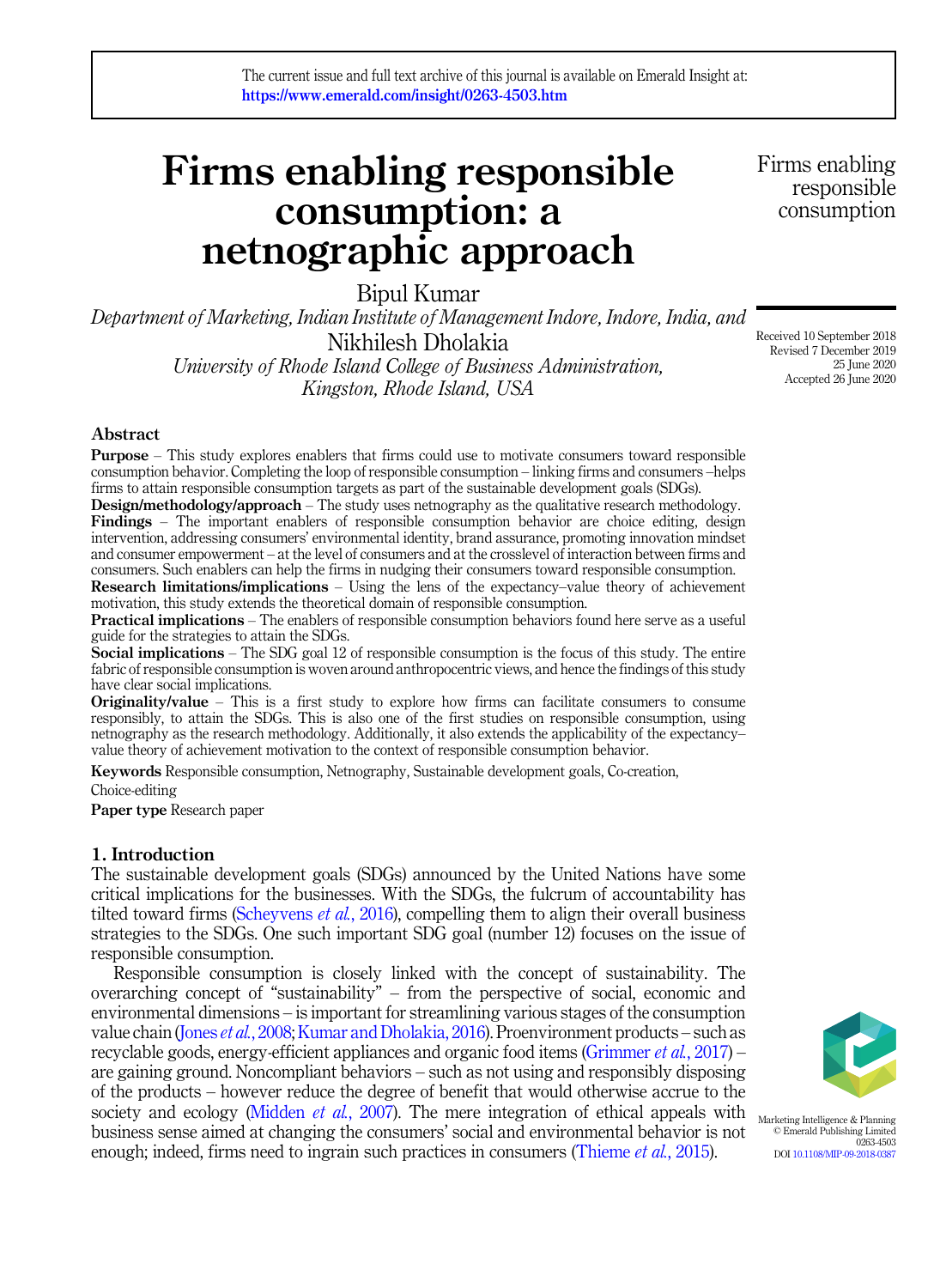The current issue and full text archive of this journal is available on Emerald Insight at: https://www.emerald.com/insight/0263-4503.htm

# Firms enabling responsible consumption: a netnographic approach

Bipul Kumar

*Department of Marketing, Indian Institute of Management Indore, Indore, India, and*

Nikhilesh Dholakia

*University of Rhode Island College of Business Administration, Kingston, Rhode Island, USA*

Received 10 September 2018
Revised 7 December 2019
25 June 2020
Accepted 26 June 2020

## Abstract

**Purpose** – This study explores enablers that firms could use to motivate consumers toward responsible consumption behavior. Completing the loop of responsible consumption – linking firms and consumers –helps firms to attain responsible consumption targets as part of the sustainable development goals (SDGs).

**Design/methodology/approach** – The study uses netnography as the qualitative research methodology.

**Findings** – The important enablers of responsible consumption behavior are choice editing, design intervention, addressing consumers' environmental identity, brand assurance, promoting innovation mindset and consumer empowerment – at the level of consumers and at the crosslevel of interaction between firms and consumers. Such enablers can help the firms in nudging their consumers toward responsible consumption.

**Research limitations/implications** – Using the lens of the expectancy–value theory of achievement motivation, this study extends the theoretical domain of responsible consumption.

**Practical implications** – The enablers of responsible consumption behaviors found here serve as a useful guide for the strategies to attain the SDGs.

**Social implications** – The SDG goal 12 of responsible consumption is the focus of this study. The entire fabric of responsible consumption is woven around anthropocentric views, and hence the findings of this study have clear social implications.

**Originality/value** – This is a first study to explore how firms can facilitate consumers to consume responsibly, to attain the SDGs. This is also one of the first studies on responsible consumption, using netnography as the research methodology. Additionally, it also extends the applicability of the expectancy–value theory of achievement motivation to the context of responsible consumption behavior.

**Keywords** Responsible consumption, Netnography, Sustainable development goals, Co-creation, Choice-editing

**Paper type** Research paper

## 1. Introduction

The sustainable development goals (SDGs) announced by the United Nations have some critical implications for the businesses. With the SDGs, the fulcrum of accountability has tilted toward firms (Scheyvens *et al.*, 2016), compelling them to align their overall business strategies to the SDGs. One such important SDG goal (number 12) focuses on the issue of responsible consumption.

Responsible consumption is closely linked with the concept of sustainability. The overarching concept of "sustainability" – from the perspective of social, economic and environmental dimensions – is important for streamlining various stages of the consumption value chain (Jones *et al.*, 2008; Kumar and Dholakia, 2016). Proenvironment products – such as recyclable goods, energy-efficient appliances and organic food items (Grimmer *et al.*, 2017) – are gaining ground. Noncompliant behaviors – such as not using and responsibly disposing of the products – however reduce the degree of benefit that would otherwise accrue to the society and ecology (Midden *et al.*, 2007). The mere integration of ethical appeals with business sense aimed at changing the consumers' social and environmental behavior is not enough; indeed, firms need to ingrain such practices in consumers (Thieme *et al.*, 2015).

Marketing Intelligence & Planning
© Emerald Publishing Limited
0263-4503
DOI 10.1108/MIP-09-2018-0387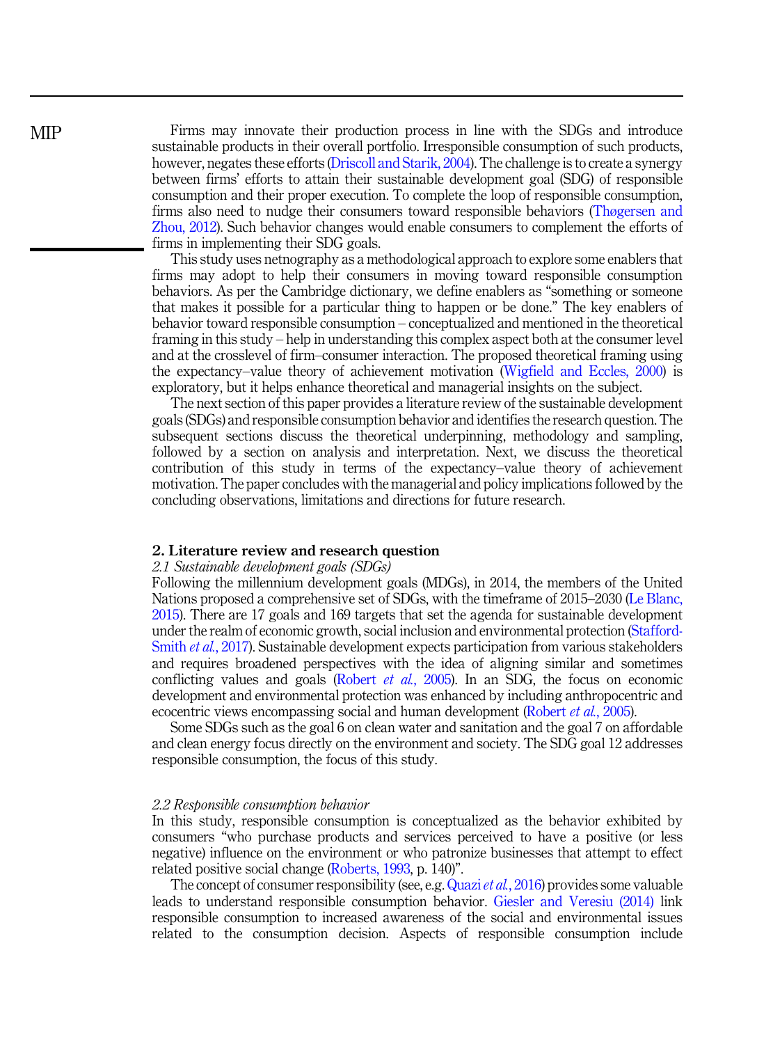Firms may innovate their production process in line with the SDGs and introduce sustainable products in their overall portfolio. Irresponsible consumption of such products, however, negates these efforts (Driscoll and Starik, 2004). The challenge is to create a synergy between firms' efforts to attain their sustainable development goal (SDG) of responsible consumption and their proper execution. To complete the loop of responsible consumption, firms also need to nudge their consumers toward responsible behaviors (Thøgersen and Zhou, 2012). Such behavior changes would enable consumers to complement the efforts of firms in implementing their SDG goals.

This study uses netnography as a methodological approach to explore some enablers that firms may adopt to help their consumers in moving toward responsible consumption behaviors. As per the Cambridge dictionary, we define enablers as "something or someone that makes it possible for a particular thing to happen or be done." The key enablers of behavior toward responsible consumption – conceptualized and mentioned in the theoretical framing in this study – help in understanding this complex aspect both at the consumer level and at the crosslevel of firm–consumer interaction. The proposed theoretical framing using the expectancy–value theory of achievement motivation (Wigfield and Eccles, 2000) is exploratory, but it helps enhance theoretical and managerial insights on the subject.

The next section of this paper provides a literature review of the sustainable development goals (SDGs) and responsible consumption behavior and identifies the research question. The subsequent sections discuss the theoretical underpinning, methodology and sampling, followed by a section on analysis and interpretation. Next, we discuss the theoretical contribution of this study in terms of the expectancy–value theory of achievement motivation. The paper concludes with the managerial and policy implications followed by the concluding observations, limitations and directions for future research.

## 2. Literature review and research question

### *2.1 Sustainable development goals (SDGs)*

Following the millennium development goals (MDGs), in 2014, the members of the United Nations proposed a comprehensive set of SDGs, with the timeframe of 2015–2030 (Le Blanc, 2015). There are 17 goals and 169 targets that set the agenda for sustainable development under the realm of economic growth, social inclusion and environmental protection (Stafford-Smith *et al.*, 2017). Sustainable development expects participation from various stakeholders and requires broadened perspectives with the idea of aligning similar and sometimes conflicting values and goals (Robert *et al.*, 2005). In an SDG, the focus on economic development and environmental protection was enhanced by including anthropocentric and ecocentric views encompassing social and human development (Robert *et al.*, 2005).

Some SDGs such as the goal 6 on clean water and sanitation and the goal 7 on affordable and clean energy focus directly on the environment and society. The SDG goal 12 addresses responsible consumption, the focus of this study.

### *2.2 Responsible consumption behavior*

In this study, responsible consumption is conceptualized as the behavior exhibited by consumers "who purchase products and services perceived to have a positive (or less negative) influence on the environment or who patronize businesses that attempt to effect related positive social change (Roberts, 1993, p. 140)".

The concept of consumer responsibility (see, e.g. Quazi *et al.*, 2016) provides some valuable leads to understand responsible consumption behavior. Giesler and Veresiu (2014) link responsible consumption to increased awareness of the social and environmental issues related to the consumption decision. Aspects of responsible consumption include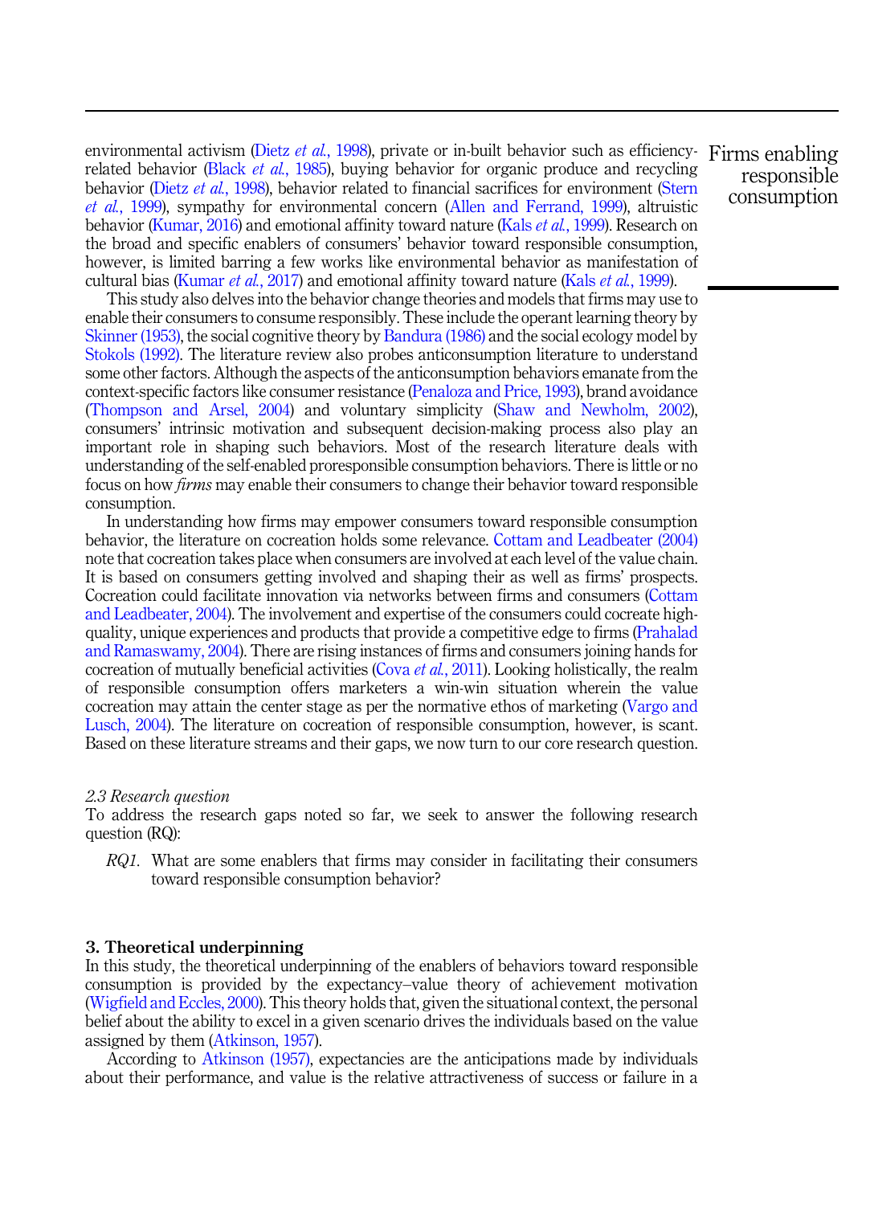environmental activism (Dietz *et al.*, 1998), private or in-built behavior such as efficiency-related behavior (Black *et al.*, 1985), buying behavior for organic produce and recycling behavior (Dietz *et al.*, 1998), behavior related to financial sacrifices for environment (Stern *et al.*, 1999), sympathy for environmental concern (Allen and Ferrand, 1999), altruistic behavior (Kumar, 2016) and emotional affinity toward nature (Kals *et al.*, 1999). Research on the broad and specific enablers of consumers' behavior toward responsible consumption, however, is limited barring a few works like environmental behavior as manifestation of cultural bias (Kumar *et al.*, 2017) and emotional affinity toward nature (Kals *et al.*, 1999).

This study also delves into the behavior change theories and models that firms may use to enable their consumers to consume responsibly. These include the operant learning theory by Skinner (1953), the social cognitive theory by Bandura (1986) and the social ecology model by Stokols (1992). The literature review also probes anticonsumption literature to understand some other factors. Although the aspects of the anticonsumption behaviors emanate from the context-specific factors like consumer resistance (Penaloza and Price, 1993), brand avoidance (Thompson and Arsel, 2004) and voluntary simplicity (Shaw and Newholm, 2002), consumers' intrinsic motivation and subsequent decision-making process also play an important role in shaping such behaviors. Most of the research literature deals with understanding of the self-enabled proresponsible consumption behaviors. There is little or no focus on how *firms* may enable their consumers to change their behavior toward responsible consumption.

In understanding how firms may empower consumers toward responsible consumption behavior, the literature on cocreation holds some relevance. Cottam and Leadbeater (2004) note that cocreation takes place when consumers are involved at each level of the value chain. It is based on consumers getting involved and shaping their as well as firms' prospects. Cocreation could facilitate innovation via networks between firms and consumers (Cottam and Leadbeater, 2004). The involvement and expertise of the consumers could cocreate high-quality, unique experiences and products that provide a competitive edge to firms (Prahalad and Ramaswamy, 2004). There are rising instances of firms and consumers joining hands for cocreation of mutually beneficial activities (Cova *et al.*, 2011). Looking holistically, the realm of responsible consumption offers marketers a win-win situation wherein the value cocreation may attain the center stage as per the normative ethos of marketing (Vargo and Lusch, 2004). The literature on cocreation of responsible consumption, however, is scant. Based on these literature streams and their gaps, we now turn to our core research question.

### *2.3 Research question*

To address the research gaps noted so far, we seek to answer the following research question (RQ):

*RQ1*. What are some enablers that firms may consider in facilitating their consumers toward responsible consumption behavior?

## 3. Theoretical underpinning

In this study, the theoretical underpinning of the enablers of behaviors toward responsible consumption is provided by the expectancy–value theory of achievement motivation (Wigfield and Eccles, 2000). This theory holds that, given the situational context, the personal belief about the ability to excel in a given scenario drives the individuals based on the value assigned by them (Atkinson, 1957).

According to Atkinson (1957), expectancies are the anticipations made by individuals about their performance, and value is the relative attractiveness of success or failure in a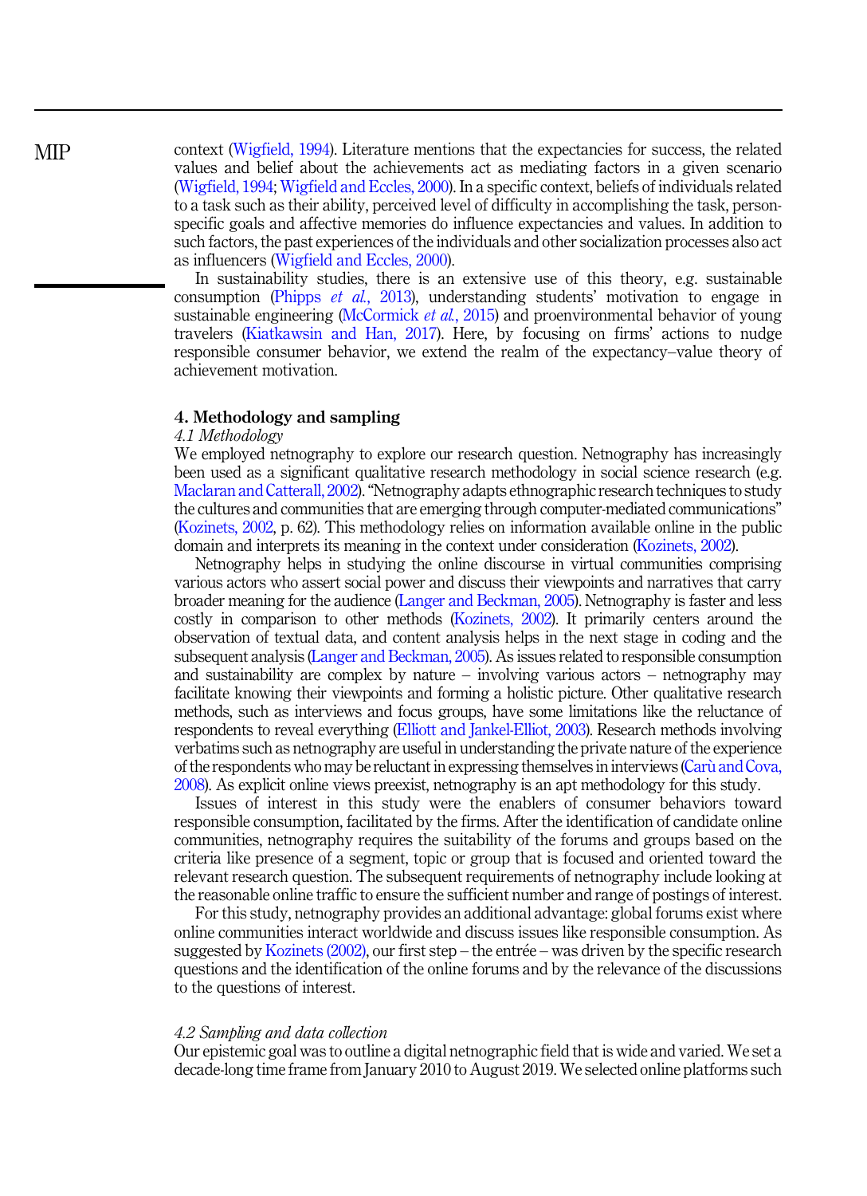context (Wigfield, 1994). Literature mentions that the expectancies for success, the related values and belief about the achievements act as mediating factors in a given scenario (Wigfield, 1994; Wigfield and Eccles, 2000). In a specific context, beliefs of individuals related to a task such as their ability, perceived level of difficulty in accomplishing the task, person-specific goals and affective memories do influence expectancies and values. In addition to such factors, the past experiences of the individuals and other socialization processes also act as influencers (Wigfield and Eccles, 2000).

In sustainability studies, there is an extensive use of this theory, e.g. sustainable consumption (Phipps *et al.*, 2013), understanding students' motivation to engage in sustainable engineering (McCormick *et al.*, 2015) and proenvironmental behavior of young travelers (Kiatkawsin and Han, 2017). Here, by focusing on firms' actions to nudge responsible consumer behavior, we extend the realm of the expectancy–value theory of achievement motivation.

## 4. Methodology and sampling

### *4.1 Methodology*

We employed netnography to explore our research question. Netnography has increasingly been used as a significant qualitative research methodology in social science research (e.g. Maclaran and Catterall, 2002). "Netnography adapts ethnographic research techniques to study the cultures and communities that are emerging through computer-mediated communications" (Kozinets, 2002, p. 62). This methodology relies on information available online in the public domain and interprets its meaning in the context under consideration (Kozinets, 2002).

Netnography helps in studying the online discourse in virtual communities comprising various actors who assert social power and discuss their viewpoints and narratives that carry broader meaning for the audience (Langer and Beckman, 2005). Netnography is faster and less costly in comparison to other methods (Kozinets, 2002). It primarily centers around the observation of textual data, and content analysis helps in the next stage in coding and the subsequent analysis (Langer and Beckman, 2005). As issues related to responsible consumption and sustainability are complex by nature – involving various actors – netnography may facilitate knowing their viewpoints and forming a holistic picture. Other qualitative research methods, such as interviews and focus groups, have some limitations like the reluctance of respondents to reveal everything (Elliott and Jankel-Elliot, 2003). Research methods involving verbatims such as netnography are useful in understanding the private nature of the experience of the respondents who may be reluctant in expressing themselves in interviews (Carù and Cova, 2008). As explicit online views preexist, netnography is an apt methodology for this study.

Issues of interest in this study were the enablers of consumer behaviors toward responsible consumption, facilitated by the firms. After the identification of candidate online communities, netnography requires the suitability of the forums and groups based on the criteria like presence of a segment, topic or group that is focused and oriented toward the relevant research question. The subsequent requirements of netnography include looking at the reasonable online traffic to ensure the sufficient number and range of postings of interest.

For this study, netnography provides an additional advantage: global forums exist where online communities interact worldwide and discuss issues like responsible consumption. As suggested by Kozinets (2002), our first step – the entrée – was driven by the specific research questions and the identification of the online forums and by the relevance of the discussions to the questions of interest.

### *4.2 Sampling and data collection*

Our epistemic goal was to outline a digital netnographic field that is wide and varied. We set a decade-long time frame from January 2010 to August 2019. We selected online platforms such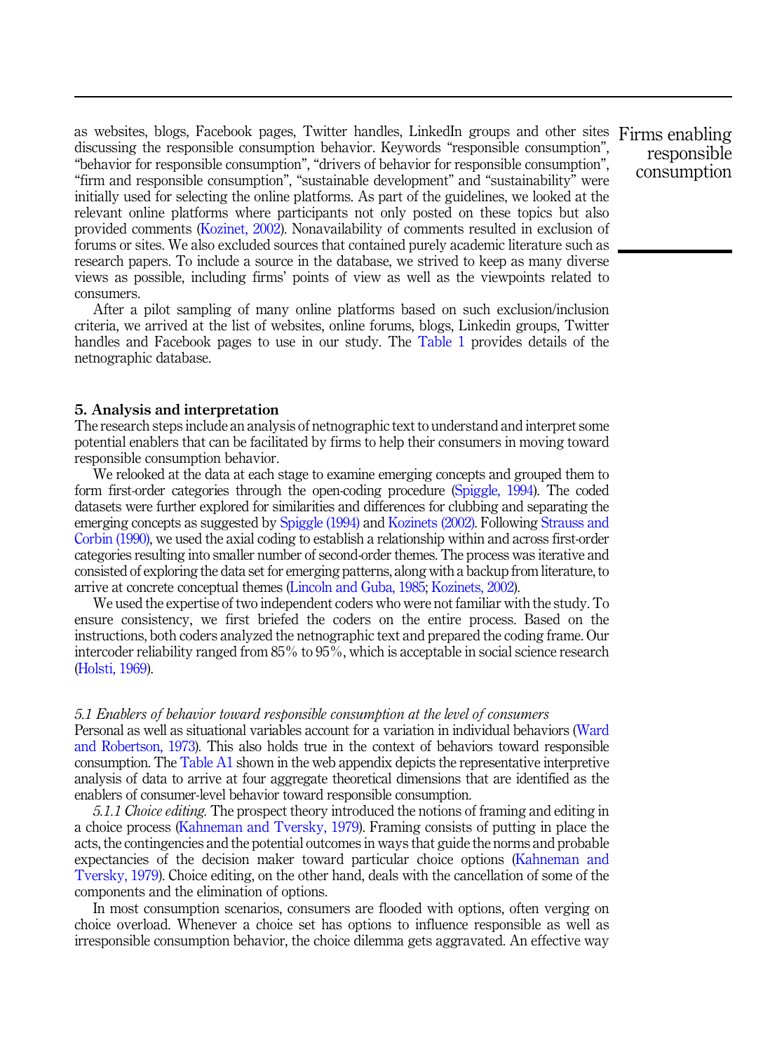as websites, blogs, Facebook pages, Twitter handles, LinkedIn groups and other sites discussing the responsible consumption behavior. Keywords "responsible consumption", "behavior for responsible consumption", "drivers of behavior for responsible consumption", "firm and responsible consumption", "sustainable development" and "sustainability" were initially used for selecting the online platforms. As part of the guidelines, we looked at the relevant online platforms where participants not only posted on these topics but also provided comments (Kozinet, 2002). Nonavailability of comments resulted in exclusion of forums or sites. We also excluded sources that contained purely academic literature such as research papers. To include a source in the database, we strived to keep as many diverse views as possible, including firms' points of view as well as the viewpoints related to consumers.

After a pilot sampling of many online platforms based on such exclusion/inclusion criteria, we arrived at the list of websites, online forums, blogs, Linkedin groups, Twitter handles and Facebook pages to use in our study. The Table 1 provides details of the netnographic database.

## 5. Analysis and interpretation

The research steps include an analysis of netnographic text to understand and interpret some potential enablers that can be facilitated by firms to help their consumers in moving toward responsible consumption behavior.

We relooked at the data at each stage to examine emerging concepts and grouped them to form first-order categories through the open-coding procedure (Spiggle, 1994). The coded datasets were further explored for similarities and differences for clubbing and separating the emerging concepts as suggested by Spiggle (1994) and Kozinets (2002). Following Strauss and Corbin (1990), we used the axial coding to establish a relationship within and across first-order categories resulting into smaller number of second-order themes. The process was iterative and consisted of exploring the data set for emerging patterns, along with a backup from literature, to arrive at concrete conceptual themes (Lincoln and Guba, 1985; Kozinets, 2002).

We used the expertise of two independent coders who were not familiar with the study. To ensure consistency, we first briefed the coders on the entire process. Based on the instructions, both coders analyzed the netnographic text and prepared the coding frame. Our intercoder reliability ranged from 85% to 95%, which is acceptable in social science research (Holsti, 1969).

### *5.1 Enablers of behavior toward responsible consumption at the level of consumers*

Personal as well as situational variables account for a variation in individual behaviors (Ward and Robertson, 1973). This also holds true in the context of behaviors toward responsible consumption. The Table A1 shown in the web appendix depicts the representative interpretive analysis of data to arrive at four aggregate theoretical dimensions that are identified as the enablers of consumer-level behavior toward responsible consumption.

*5.1.1 Choice editing.* The prospect theory introduced the notions of framing and editing in a choice process (Kahneman and Tversky, 1979). Framing consists of putting in place the acts, the contingencies and the potential outcomes in ways that guide the norms and probable expectancies of the decision maker toward particular choice options (Kahneman and Tversky, 1979). Choice editing, on the other hand, deals with the cancellation of some of the components and the elimination of options.

In most consumption scenarios, consumers are flooded with options, often verging on choice overload. Whenever a choice set has options to influence responsible as well as irresponsible consumption behavior, the choice dilemma gets aggravated. An effective way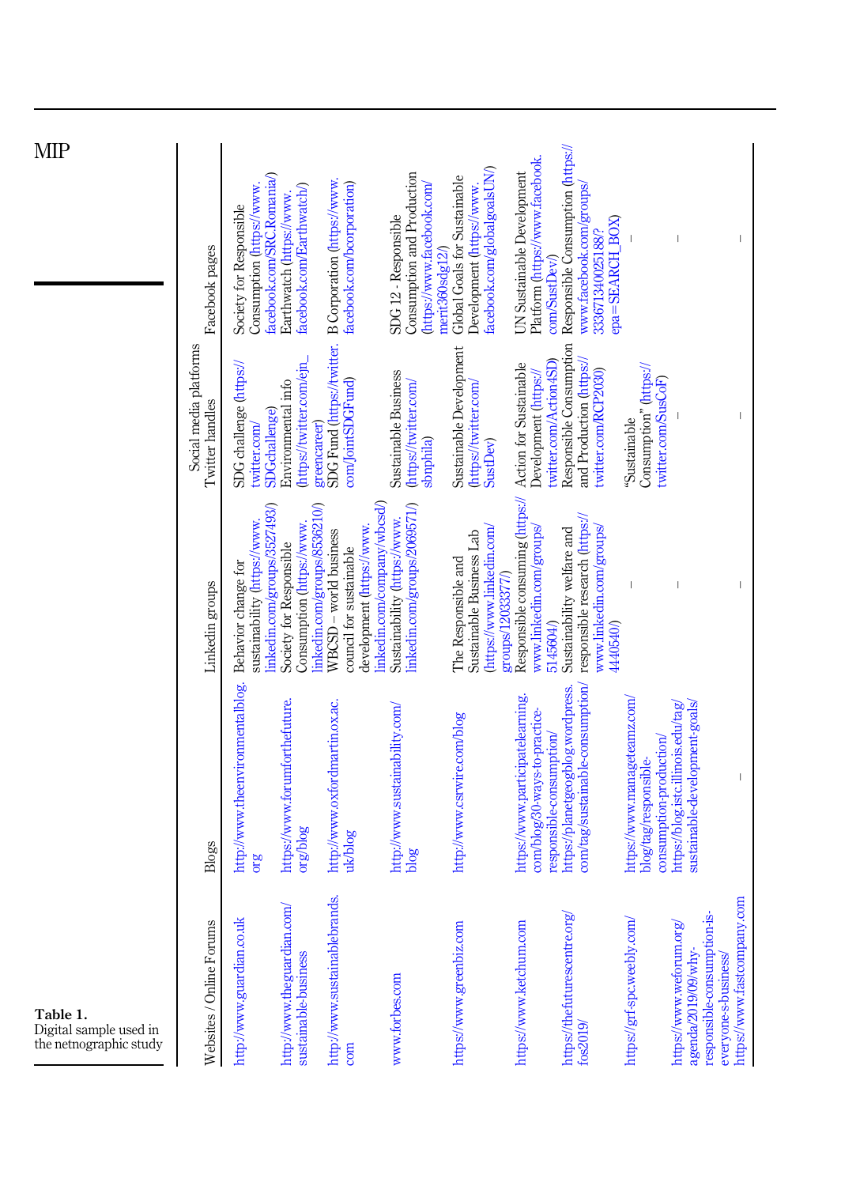**Table 1.** Digital sample used in the netnographic study

| Websites / Online Forums | Blogs | Linkedin groups | Social media platforms | |
|---|---|---|---|---|
| | | | Twitter handles | Facebook pages |
| http://www.guardian.co.uk | http://www.theenvironmentalblog.org | Behavior change for sustainability (https://www.linkedin.com/groups/3527493/) | SDG challenge (https://twitter.com/SDGchallenge) | Society for Responsible Consumption (https://www.facebook.com/SRC.Romania/) |
| http://www.theguardian.com/sustainable-business | https://www.forumforthefuture.org/blog | Society for Responsible Consumption (https://www.linkedin.com/groups/8536210/) | Environmental info (https://twitter.com/ejn_greencareer) | Earthwatch (https://www.facebook.com/Earthwatch/) |
| http://www.sustainablebrands.com | http://www.oxfordmartin.ox.ac.uk/blog | WBCSD – world business council for sustainable development (https://www.linkedin.com/company/wbcsd) | SDG Fund (https://twitter.com/JointSDGFund) | B Corporation (https://www.facebook.com/bcorporation) |
| www.forbes.com | http://www.sustainability.com/blog | Sustainability (https://www.linkedin.com/groups/2069571/) | Sustainable Business (https://twitter.com/sbnphila) | SDG 12 - Responsible Consumption and Production (https://www.facebook.com/merit360sdg12/) |
| https://www.greenbiz.com | http://www.csrwire.com/blog | The Responsible and Sustainable Business Lab (https://www.linkedin.com/groups/12033377/) | Sustainable Development (https://twitter.com/SustDev) | Global Goals for Sustainable Development (https://www.facebook.com/globalgoalsUN/) |
| https://www.ketchum.com | https://www.participatelearning.com/blog/30-ways-to-practice-responsible-consumption/ | Responsible consuming (https://www.linkedin.com/groups/5145604/) | Action for Sustainable Development (https://twitter.com/Action4SD) | UN Sustainable Development Platform (https://www.facebook.com/SustDev/) |
| https://thefuturescentre.org/fos2019/ | https://planetgeoglog.wordpress.com/tag/sustainable-consumption/ | Sustainability welfare and responsible research (https://www.linkedin.com/groups/4440540/) | Responsible Consumption and Production (https://twitter.com/RCP2030) | Responsible Consumption (https://www.facebook.com/groups/333671340025188/?epa=SEARCH_BOX) |
| https://grf-spc.weebly.com/ | https://www.manageteamz.com/blog/tag/responsible-consumption-production/ | – | "Sustainable Consumption" (https://twitter.com/SusCoF) | – |
| https://www.weforum.org/agenda/2019/09/why-responsible-consumption-is-everyone-s-business/ | https://blog.istc.illinois.edu/tag/sustainable-development-goals/ | – | – | – |
| https://www.fastcompany.com | – | – | – | – |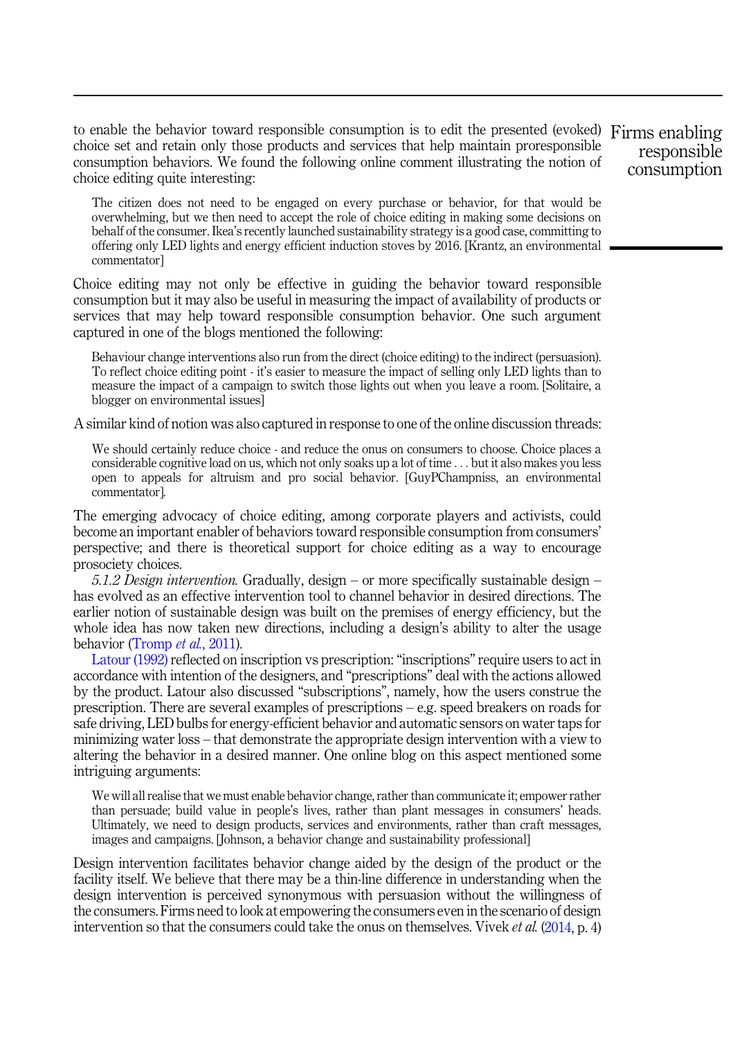to enable the behavior toward responsible consumption is to edit the presented (evoked) choice set and retain only those products and services that help maintain proresponsible consumption behaviors. We found the following online comment illustrating the notion of choice editing quite interesting:

> The citizen does not need to be engaged on every purchase or behavior, for that would be overwhelming, but we then need to accept the role of choice editing in making some decisions on behalf of the consumer. Ikea's recently launched sustainability strategy is a good case, committing to offering only LED lights and energy efficient induction stoves by 2016. [Krantz, an environmental commentator]

Choice editing may not only be effective in guiding the behavior toward responsible consumption but it may also be useful in measuring the impact of availability of products or services that may help toward responsible consumption behavior. One such argument captured in one of the blogs mentioned the following:

> Behaviour change interventions also run from the direct (choice editing) to the indirect (persuasion). To reflect choice editing point - it's easier to measure the impact of selling only LED lights than to measure the impact of a campaign to switch those lights out when you leave a room. [Solitaire, a blogger on environmental issues]

A similar kind of notion was also captured in response to one of the online discussion threads:

> We should certainly reduce choice - and reduce the onus on consumers to choose. Choice places a considerable cognitive load on us, which not only soaks up a lot of time . . . but it also makes you less open to appeals for altruism and pro social behavior. [GuyPChampniss, an environmental commentator].

The emerging advocacy of choice editing, among corporate players and activists, could become an important enabler of behaviors toward responsible consumption from consumers' perspective; and there is theoretical support for choice editing as a way to encourage prosociety choices.

*5.1.2 Design intervention.* Gradually, design – or more specifically sustainable design – has evolved as an effective intervention tool to channel behavior in desired directions. The earlier notion of sustainable design was built on the premises of energy efficiency, but the whole idea has now taken new directions, including a design's ability to alter the usage behavior (Tromp *et al.*, 2011).

Latour (1992) reflected on inscription vs prescription: "inscriptions" require users to act in accordance with intention of the designers, and "prescriptions" deal with the actions allowed by the product. Latour also discussed "subscriptions", namely, how the users construe the prescription. There are several examples of prescriptions – e.g. speed breakers on roads for safe driving, LED bulbs for energy-efficient behavior and automatic sensors on water taps for minimizing water loss – that demonstrate the appropriate design intervention with a view to altering the behavior in a desired manner. One online blog on this aspect mentioned some intriguing arguments:

> We will all realise that we must enable behavior change, rather than communicate it; empower rather than persuade; build value in people's lives, rather than plant messages in consumers' heads. Ultimately, we need to design products, services and environments, rather than craft messages, images and campaigns. [Johnson, a behavior change and sustainability professional]

Design intervention facilitates behavior change aided by the design of the product or the facility itself. We believe that there may be a thin-line difference in understanding when the design intervention is perceived synonymous with persuasion without the willingness of the consumers. Firms need to look at empowering the consumers even in the scenario of design intervention so that the consumers could take the onus on themselves. Vivek *et al.* (2014, p. 4)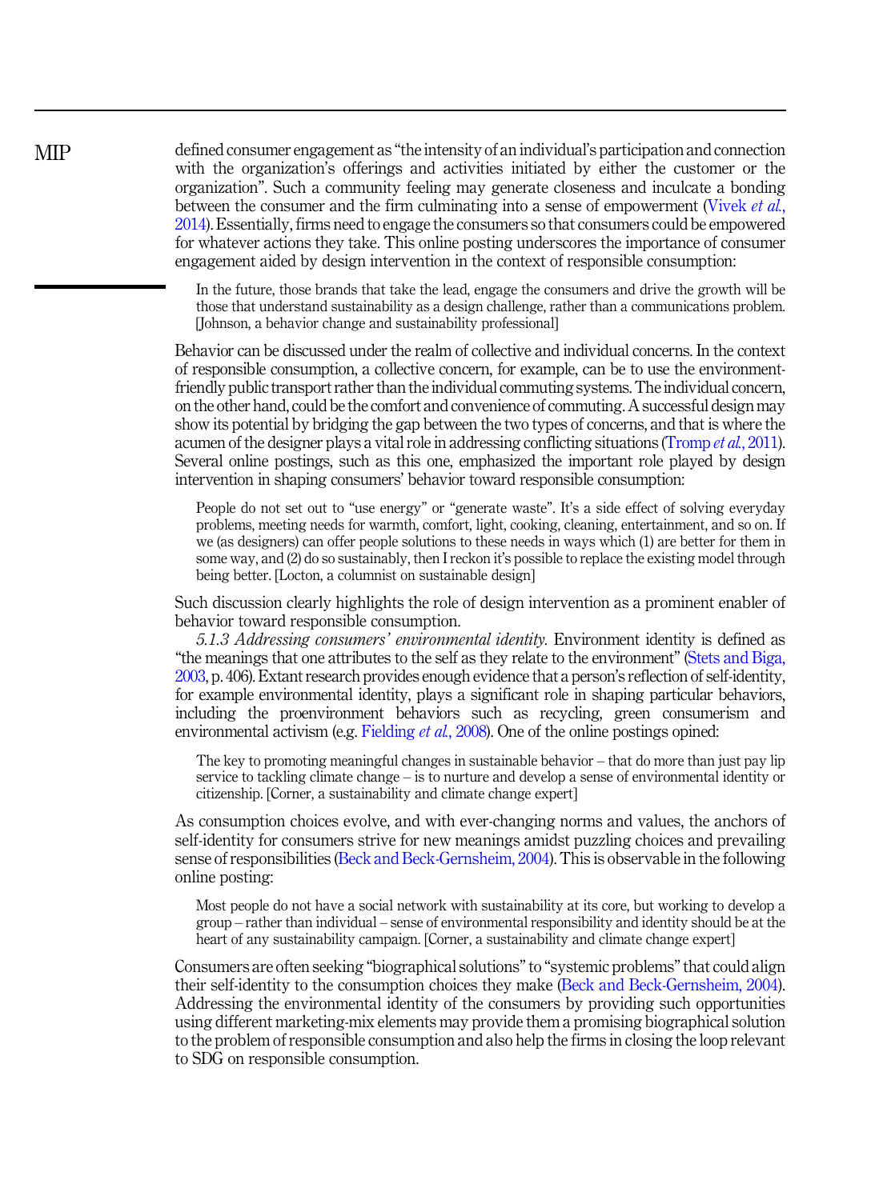defined consumer engagement as "the intensity of an individual's participation and connection with the organization's offerings and activities initiated by either the customer or the organization". Such a community feeling may generate closeness and inculcate a bonding between the consumer and the firm culminating into a sense of empowerment (Vivek *et al.*, 2014). Essentially, firms need to engage the consumers so that consumers could be empowered for whatever actions they take. This online posting underscores the importance of consumer engagement aided by design intervention in the context of responsible consumption:

> In the future, those brands that take the lead, engage the consumers and drive the growth will be those that understand sustainability as a design challenge, rather than a communications problem. [Johnson, a behavior change and sustainability professional]

Behavior can be discussed under the realm of collective and individual concerns. In the context of responsible consumption, a collective concern, for example, can be to use the environment-friendly public transport rather than the individual commuting systems. The individual concern, on the other hand, could be the comfort and convenience of commuting. A successful design may show its potential by bridging the gap between the two types of concerns, and that is where the acumen of the designer plays a vital role in addressing conflicting situations (Tromp *et al.*, 2011). Several online postings, such as this one, emphasized the important role played by design intervention in shaping consumers' behavior toward responsible consumption:

> People do not set out to "use energy" or "generate waste". It's a side effect of solving everyday problems, meeting needs for warmth, comfort, light, cooking, cleaning, entertainment, and so on. If we (as designers) can offer people solutions to these needs in ways which (1) are better for them in some way, and (2) do so sustainably, then I reckon it's possible to replace the existing model through being better. [Locton, a columnist on sustainable design]

Such discussion clearly highlights the role of design intervention as a prominent enabler of behavior toward responsible consumption.

*5.1.3 Addressing consumers' environmental identity.* Environment identity is defined as "the meanings that one attributes to the self as they relate to the environment" (Stets and Biga, 2003, p. 406). Extant research provides enough evidence that a person's reflection of self-identity, for example environmental identity, plays a significant role in shaping particular behaviors, including the proenvironment behaviors such as recycling, green consumerism and environmental activism (e.g. Fielding *et al.*, 2008). One of the online postings opined:

> The key to promoting meaningful changes in sustainable behavior – that do more than just pay lip service to tackling climate change – is to nurture and develop a sense of environmental identity or citizenship. [Corner, a sustainability and climate change expert]

As consumption choices evolve, and with ever-changing norms and values, the anchors of self-identity for consumers strive for new meanings amidst puzzling choices and prevailing sense of responsibilities (Beck and Beck-Gernsheim, 2004). This is observable in the following online posting:

> Most people do not have a social network with sustainability at its core, but working to develop a group – rather than individual – sense of environmental responsibility and identity should be at the heart of any sustainability campaign. [Corner, a sustainability and climate change expert]

Consumers are often seeking "biographical solutions" to "systemic problems" that could align their self-identity to the consumption choices they make (Beck and Beck-Gernsheim, 2004). Addressing the environmental identity of the consumers by providing such opportunities using different marketing-mix elements may provide them a promising biographical solution to the problem of responsible consumption and also help the firms in closing the loop relevant to SDG on responsible consumption.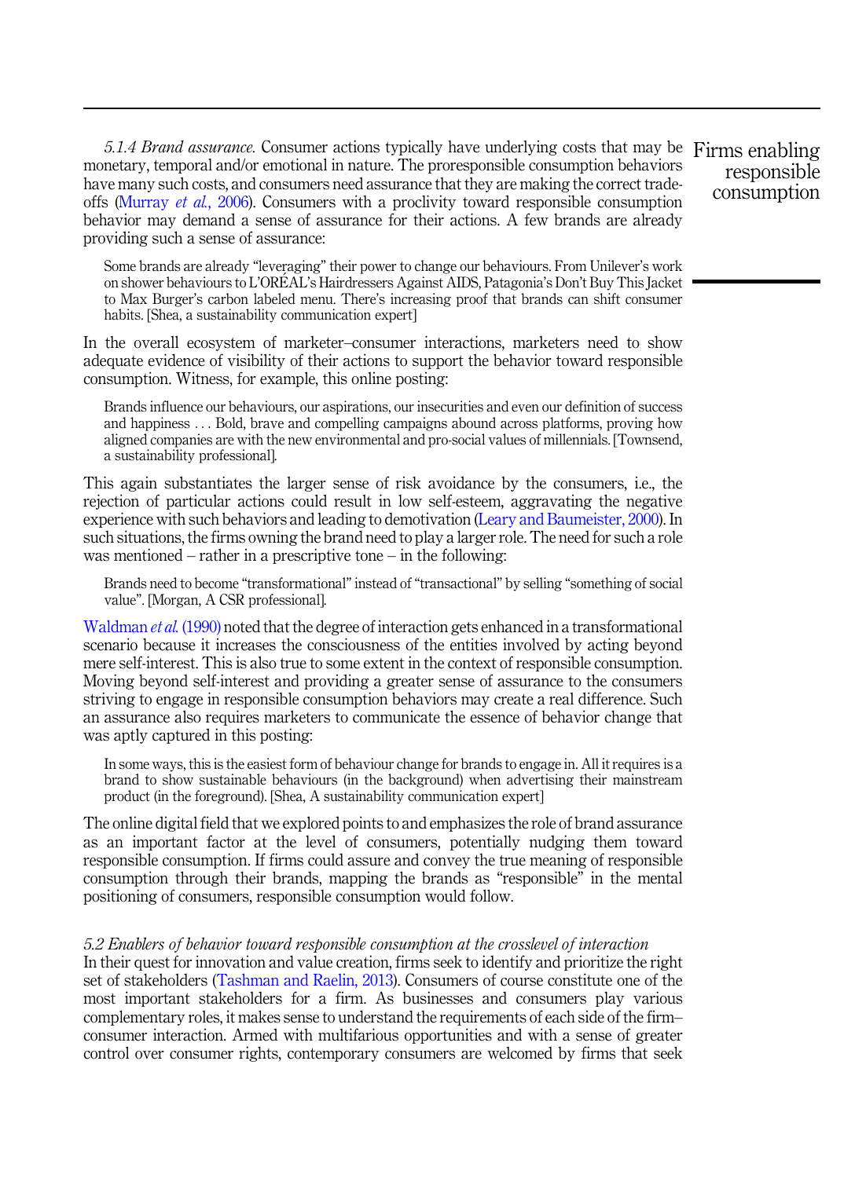*5.1.4 Brand assurance.* Consumer actions typically have underlying costs that may be monetary, temporal and/or emotional in nature. The proresponsible consumption behaviors have many such costs, and consumers need assurance that they are making the correct trade-offs (Murray *et al.*, 2006). Consumers with a proclivity toward responsible consumption behavior may demand a sense of assurance for their actions. A few brands are already providing such a sense of assurance:

> Some brands are already "leveraging" their power to change our behaviours. From Unilever's work on shower behaviours to L'ORÉAL's Hairdressers Against AIDS, Patagonia's Don't Buy This Jacket to Max Burger's carbon labeled menu. There's increasing proof that brands can shift consumer habits. [Shea, a sustainability communication expert]

In the overall ecosystem of marketer–consumer interactions, marketers need to show adequate evidence of visibility of their actions to support the behavior toward responsible consumption. Witness, for example, this online posting:

> Brands influence our behaviours, our aspirations, our insecurities and even our definition of success and happiness . . . Bold, brave and compelling campaigns abound across platforms, proving how aligned companies are with the new environmental and pro-social values of millennials. [Townsend, a sustainability professional].

This again substantiates the larger sense of risk avoidance by the consumers, i.e., the rejection of particular actions could result in low self-esteem, aggravating the negative experience with such behaviors and leading to demotivation (Leary and Baumeister, 2000). In such situations, the firms owning the brand need to play a larger role. The need for such a role was mentioned – rather in a prescriptive tone – in the following:

> Brands need to become "transformational" instead of "transactional" by selling "something of social value". [Morgan, A CSR professional].

Waldman *et al.* (1990) noted that the degree of interaction gets enhanced in a transformational scenario because it increases the consciousness of the entities involved by acting beyond mere self-interest. This is also true to some extent in the context of responsible consumption. Moving beyond self-interest and providing a greater sense of assurance to the consumers striving to engage in responsible consumption behaviors may create a real difference. Such an assurance also requires marketers to communicate the essence of behavior change that was aptly captured in this posting:

> In some ways, this is the easiest form of behaviour change for brands to engage in. All it requires is a brand to show sustainable behaviours (in the background) when advertising their mainstream product (in the foreground). [Shea, A sustainability communication expert]

The online digital field that we explored points to and emphasizes the role of brand assurance as an important factor at the level of consumers, potentially nudging them toward responsible consumption. If firms could assure and convey the true meaning of responsible consumption through their brands, mapping the brands as "responsible" in the mental positioning of consumers, responsible consumption would follow.

### *5.2 Enablers of behavior toward responsible consumption at the crosslevel of interaction*

In their quest for innovation and value creation, firms seek to identify and prioritize the right set of stakeholders (Tashman and Raelin, 2013). Consumers of course constitute one of the most important stakeholders for a firm. As businesses and consumers play various complementary roles, it makes sense to understand the requirements of each side of the firm–consumer interaction. Armed with multifarious opportunities and with a sense of greater control over consumer rights, contemporary consumers are welcomed by firms that seek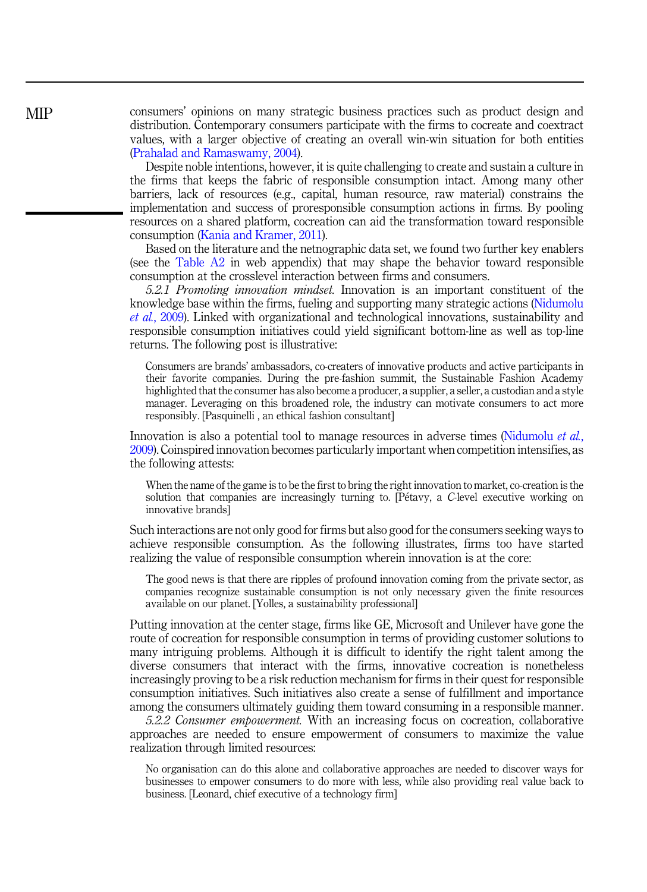consumers' opinions on many strategic business practices such as product design and distribution. Contemporary consumers participate with the firms to cocreate and coextract values, with a larger objective of creating an overall win-win situation for both entities (Prahalad and Ramaswamy, 2004).

Despite noble intentions, however, it is quite challenging to create and sustain a culture in the firms that keeps the fabric of responsible consumption intact. Among many other barriers, lack of resources (e.g., capital, human resource, raw material) constrains the implementation and success of proresponsible consumption actions in firms. By pooling resources on a shared platform, cocreation can aid the transformation toward responsible consumption (Kania and Kramer, 2011).

Based on the literature and the netnographic data set, we found two further key enablers (see the Table A2 in web appendix) that may shape the behavior toward responsible consumption at the crosslevel interaction between firms and consumers.

*5.2.1 Promoting innovation mindset.* Innovation is an important constituent of the knowledge base within the firms, fueling and supporting many strategic actions (Nidumolu *et al.*, 2009). Linked with organizational and technological innovations, sustainability and responsible consumption initiatives could yield significant bottom-line as well as top-line returns. The following post is illustrative:

> Consumers are brands' ambassadors, co-creaters of innovative products and active participants in their favorite companies. During the pre-fashion summit, the Sustainable Fashion Academy highlighted that the consumer has also become a producer, a supplier, a seller, a custodian and a style manager. Leveraging on this broadened role, the industry can motivate consumers to act more responsibly. [Pasquinelli , an ethical fashion consultant]

Innovation is also a potential tool to manage resources in adverse times (Nidumolu *et al.*, 2009). Coinspired innovation becomes particularly important when competition intensifies, as the following attests:

> When the name of the game is to be the first to bring the right innovation to market, co-creation is the solution that companies are increasingly turning to. [Pétavy, a *C*-level executive working on innovative brands]

Such interactions are not only good for firms but also good for the consumers seeking ways to achieve responsible consumption. As the following illustrates, firms too have started realizing the value of responsible consumption wherein innovation is at the core:

> The good news is that there are ripples of profound innovation coming from the private sector, as companies recognize sustainable consumption is not only necessary given the finite resources available on our planet. [Yolles, a sustainability professional]

Putting innovation at the center stage, firms like GE, Microsoft and Unilever have gone the route of cocreation for responsible consumption in terms of providing customer solutions to many intriguing problems. Although it is difficult to identify the right talent among the diverse consumers that interact with the firms, innovative cocreation is nonetheless increasingly proving to be a risk reduction mechanism for firms in their quest for responsible consumption initiatives. Such initiatives also create a sense of fulfillment and importance among the consumers ultimately guiding them toward consuming in a responsible manner.

*5.2.2 Consumer empowerment.* With an increasing focus on cocreation, collaborative approaches are needed to ensure empowerment of consumers to maximize the value realization through limited resources:

> No organisation can do this alone and collaborative approaches are needed to discover ways for businesses to empower consumers to do more with less, while also providing real value back to business. [Leonard, chief executive of a technology firm]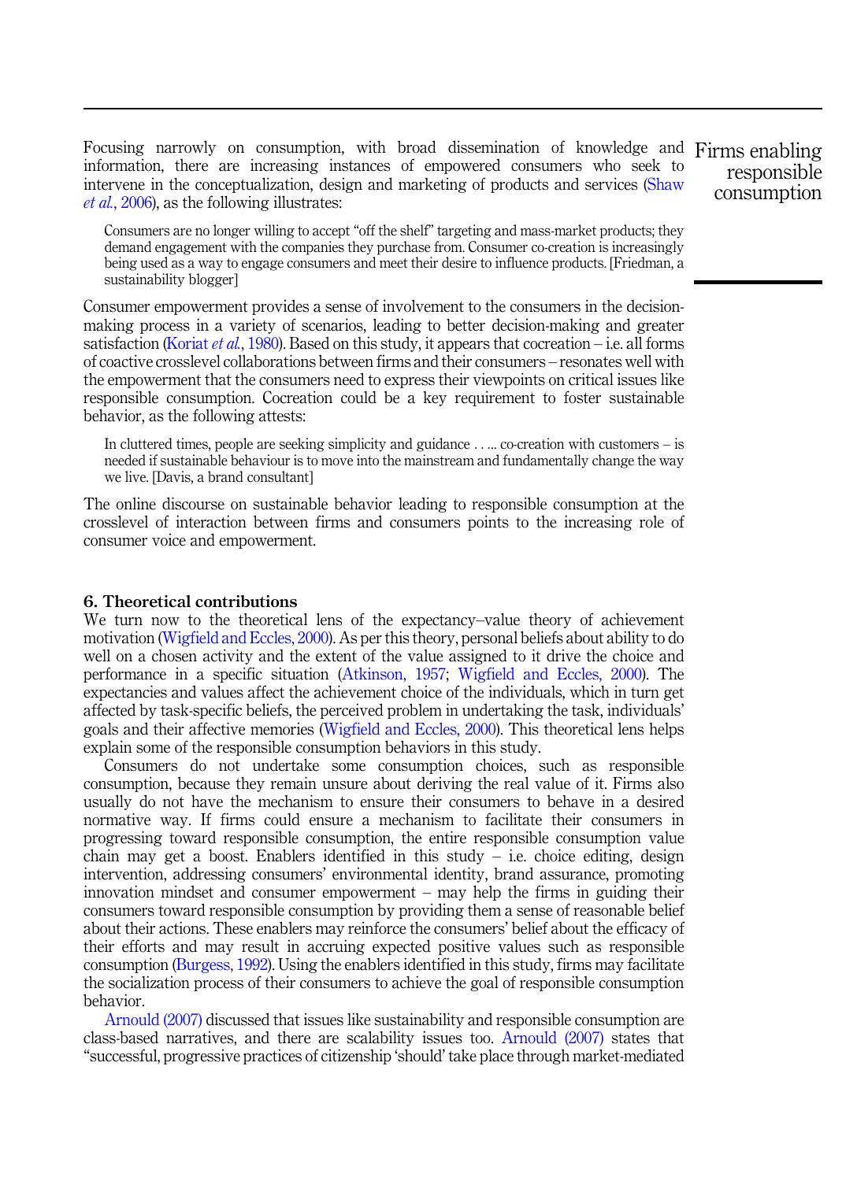Focusing narrowly on consumption, with broad dissemination of knowledge and information, there are increasing instances of empowered consumers who seek to intervene in the conceptualization, design and marketing of products and services (Shaw *et al.*, 2006), as the following illustrates:

> Consumers are no longer willing to accept "off the shelf" targeting and mass-market products; they demand engagement with the companies they purchase from. Consumer co-creation is increasingly being used as a way to engage consumers and meet their desire to influence products. [Friedman, a sustainability blogger]

Consumer empowerment provides a sense of involvement to the consumers in the decision-making process in a variety of scenarios, leading to better decision-making and greater satisfaction (Koriat *et al.*, 1980). Based on this study, it appears that cocreation – i.e. all forms of coactive crosslevel collaborations between firms and their consumers – resonates well with the empowerment that the consumers need to express their viewpoints on critical issues like responsible consumption. Cocreation could be a key requirement to foster sustainable behavior, as the following attests:

> In cluttered times, people are seeking simplicity and guidance . . ... co-creation with customers – is needed if sustainable behaviour is to move into the mainstream and fundamentally change the way we live. [Davis, a brand consultant]

The online discourse on sustainable behavior leading to responsible consumption at the crosslevel of interaction between firms and consumers points to the increasing role of consumer voice and empowerment.

## 6. Theoretical contributions

We turn now to the theoretical lens of the expectancy–value theory of achievement motivation (Wigfield and Eccles, 2000). As per this theory, personal beliefs about ability to do well on a chosen activity and the extent of the value assigned to it drive the choice and performance in a specific situation (Atkinson, 1957; Wigfield and Eccles, 2000). The expectancies and values affect the achievement choice of the individuals, which in turn get affected by task-specific beliefs, the perceived problem in undertaking the task, individuals' goals and their affective memories (Wigfield and Eccles, 2000). This theoretical lens helps explain some of the responsible consumption behaviors in this study.

Consumers do not undertake some consumption choices, such as responsible consumption, because they remain unsure about deriving the real value of it. Firms also usually do not have the mechanism to ensure their consumers to behave in a desired normative way. If firms could ensure a mechanism to facilitate their consumers in progressing toward responsible consumption, the entire responsible consumption value chain may get a boost. Enablers identified in this study – i.e. choice editing, design intervention, addressing consumers' environmental identity, brand assurance, promoting innovation mindset and consumer empowerment – may help the firms in guiding their consumers toward responsible consumption by providing them a sense of reasonable belief about their actions. These enablers may reinforce the consumers' belief about the efficacy of their efforts and may result in accruing expected positive values such as responsible consumption (Burgess, 1992). Using the enablers identified in this study, firms may facilitate the socialization process of their consumers to achieve the goal of responsible consumption behavior.

Arnould (2007) discussed that issues like sustainability and responsible consumption are class-based narratives, and there are scalability issues too. Arnould (2007) states that "successful, progressive practices of citizenship 'should' take place through market-mediated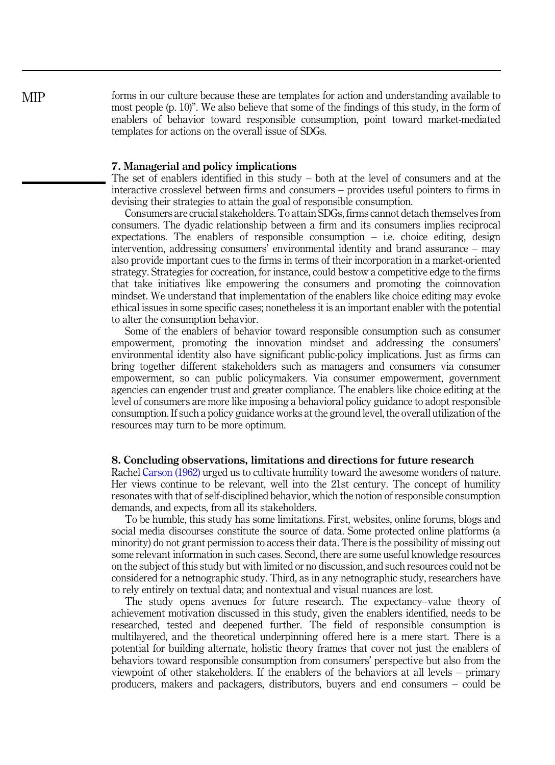forms in our culture because these are templates for action and understanding available to most people (p. 10)". We also believe that some of the findings of this study, in the form of enablers of behavior toward responsible consumption, point toward market-mediated templates for actions on the overall issue of SDGs.

## 7. Managerial and policy implications

The set of enablers identified in this study – both at the level of consumers and at the interactive crosslevel between firms and consumers – provides useful pointers to firms in devising their strategies to attain the goal of responsible consumption.

Consumers are crucial stakeholders. To attain SDGs, firms cannot detach themselves from consumers. The dyadic relationship between a firm and its consumers implies reciprocal expectations. The enablers of responsible consumption – i.e. choice editing, design intervention, addressing consumers' environmental identity and brand assurance – may also provide important cues to the firms in terms of their incorporation in a market-oriented strategy. Strategies for cocreation, for instance, could bestow a competitive edge to the firms that take initiatives like empowering the consumers and promoting the coinnovation mindset. We understand that implementation of the enablers like choice editing may evoke ethical issues in some specific cases; nonetheless it is an important enabler with the potential to alter the consumption behavior.

Some of the enablers of behavior toward responsible consumption such as consumer empowerment, promoting the innovation mindset and addressing the consumers' environmental identity also have significant public-policy implications. Just as firms can bring together different stakeholders such as managers and consumers via consumer empowerment, so can public policymakers. Via consumer empowerment, government agencies can engender trust and greater compliance. The enablers like choice editing at the level of consumers are more like imposing a behavioral policy guidance to adopt responsible consumption. If such a policy guidance works at the ground level, the overall utilization of the resources may turn to be more optimum.

## 8. Concluding observations, limitations and directions for future research

Rachel Carson (1962) urged us to cultivate humility toward the awesome wonders of nature. Her views continue to be relevant, well into the 21st century. The concept of humility resonates with that of self-disciplined behavior, which the notion of responsible consumption demands, and expects, from all its stakeholders.

To be humble, this study has some limitations. First, websites, online forums, blogs and social media discourses constitute the source of data. Some protected online platforms (a minority) do not grant permission to access their data. There is the possibility of missing out some relevant information in such cases. Second, there are some useful knowledge resources on the subject of this study but with limited or no discussion, and such resources could not be considered for a netnographic study. Third, as in any netnographic study, researchers have to rely entirely on textual data; and nontextual and visual nuances are lost.

The study opens avenues for future research. The expectancy–value theory of achievement motivation discussed in this study, given the enablers identified, needs to be researched, tested and deepened further. The field of responsible consumption is multilayered, and the theoretical underpinning offered here is a mere start. There is a potential for building alternate, holistic theory frames that cover not just the enablers of behaviors toward responsible consumption from consumers' perspective but also from the viewpoint of other stakeholders. If the enablers of the behaviors at all levels – primary producers, makers and packagers, distributors, buyers and end consumers – could be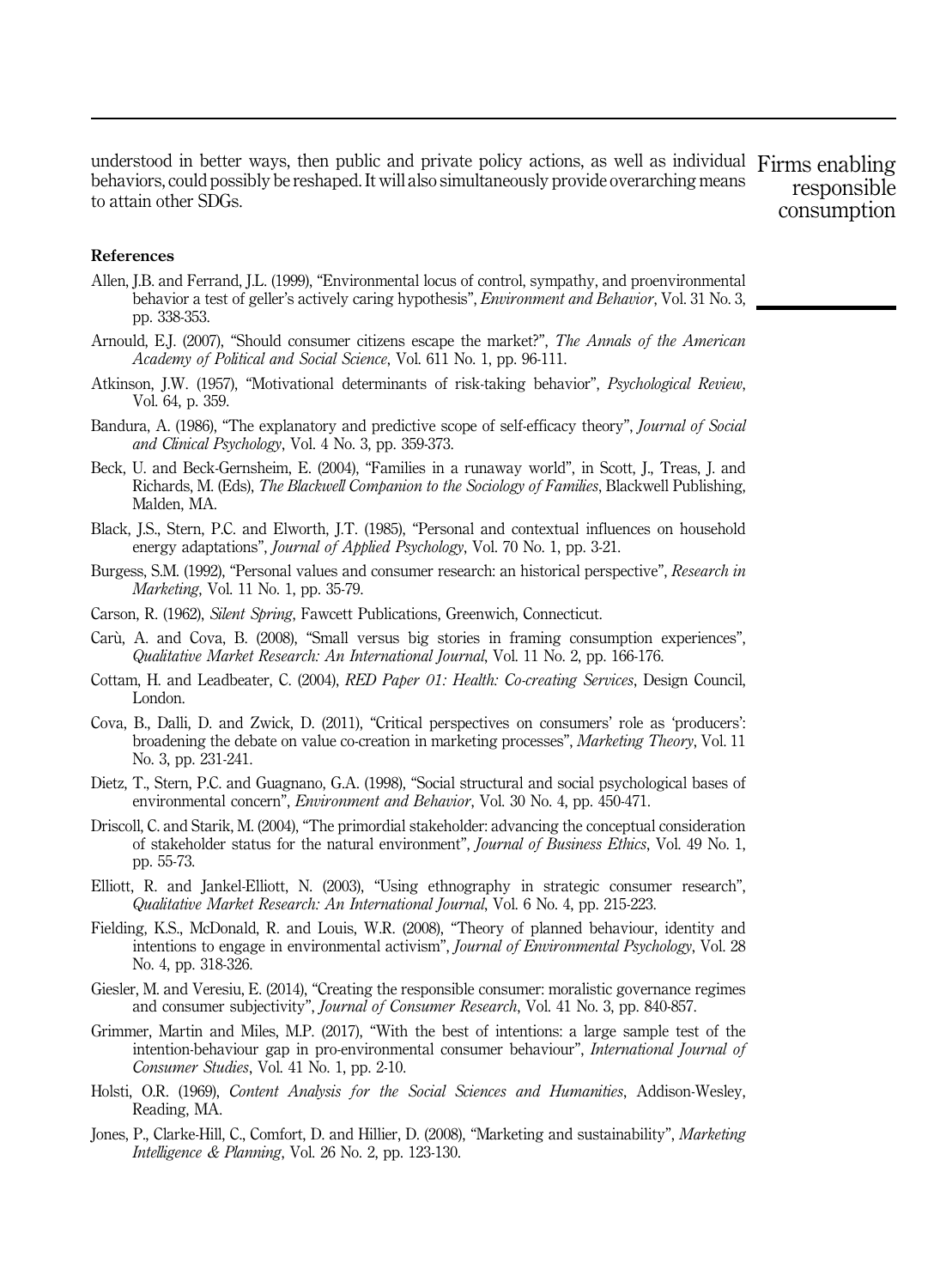understood in better ways, then public and private policy actions, as well as individual behaviors, could possibly be reshaped. It will also simultaneously provide overarching means to attain other SDGs.

## References

Allen, J.B. and Ferrand, J.L. (1999), "Environmental locus of control, sympathy, and proenvironmental behavior a test of geller's actively caring hypothesis", *Environment and Behavior*, Vol. 31 No. 3, pp. 338-353.

Arnould, E.J. (2007), "Should consumer citizens escape the market?", *The Annals of the American Academy of Political and Social Science*, Vol. 611 No. 1, pp. 96-111.

Atkinson, J.W. (1957), "Motivational determinants of risk-taking behavior", *Psychological Review*, Vol. 64, p. 359.

Bandura, A. (1986), "The explanatory and predictive scope of self-efficacy theory", *Journal of Social and Clinical Psychology*, Vol. 4 No. 3, pp. 359-373.

Beck, U. and Beck-Gernsheim, E. (2004), "Families in a runaway world", in Scott, J., Treas, J. and Richards, M. (Eds), *The Blackwell Companion to the Sociology of Families*, Blackwell Publishing, Malden, MA.

Black, J.S., Stern, P.C. and Elworth, J.T. (1985), "Personal and contextual influences on household energy adaptations", *Journal of Applied Psychology*, Vol. 70 No. 1, pp. 3-21.

Burgess, S.M. (1992), "Personal values and consumer research: an historical perspective", *Research in Marketing*, Vol. 11 No. 1, pp. 35-79.

Carson, R. (1962), *Silent Spring*, Fawcett Publications, Greenwich, Connecticut.

Carù, A. and Cova, B. (2008), "Small versus big stories in framing consumption experiences", *Qualitative Market Research: An International Journal*, Vol. 11 No. 2, pp. 166-176.

Cottam, H. and Leadbeater, C. (2004), *RED Paper 01: Health: Co-creating Services*, Design Council, London.

Cova, B., Dalli, D. and Zwick, D. (2011), "Critical perspectives on consumers' role as 'producers': broadening the debate on value co-creation in marketing processes", *Marketing Theory*, Vol. 11 No. 3, pp. 231-241.

Dietz, T., Stern, P.C. and Guagnano, G.A. (1998), "Social structural and social psychological bases of environmental concern", *Environment and Behavior*, Vol. 30 No. 4, pp. 450-471.

Driscoll, C. and Starik, M. (2004), "The primordial stakeholder: advancing the conceptual consideration of stakeholder status for the natural environment", *Journal of Business Ethics*, Vol. 49 No. 1, pp. 55-73.

Elliott, R. and Jankel-Elliott, N. (2003), "Using ethnography in strategic consumer research", *Qualitative Market Research: An International Journal*, Vol. 6 No. 4, pp. 215-223.

Fielding, K.S., McDonald, R. and Louis, W.R. (2008), "Theory of planned behaviour, identity and intentions to engage in environmental activism", *Journal of Environmental Psychology*, Vol. 28 No. 4, pp. 318-326.

Giesler, M. and Veresiu, E. (2014), "Creating the responsible consumer: moralistic governance regimes and consumer subjectivity", *Journal of Consumer Research*, Vol. 41 No. 3, pp. 840-857.

Grimmer, Martin and Miles, M.P. (2017), "With the best of intentions: a large sample test of the intention-behaviour gap in pro-environmental consumer behaviour", *International Journal of Consumer Studies*, Vol. 41 No. 1, pp. 2-10.

Holsti, O.R. (1969), *Content Analysis for the Social Sciences and Humanities*, Addison-Wesley, Reading, MA.

Jones, P., Clarke-Hill, C., Comfort, D. and Hillier, D. (2008), "Marketing and sustainability", *Marketing Intelligence & Planning*, Vol. 26 No. 2, pp. 123-130.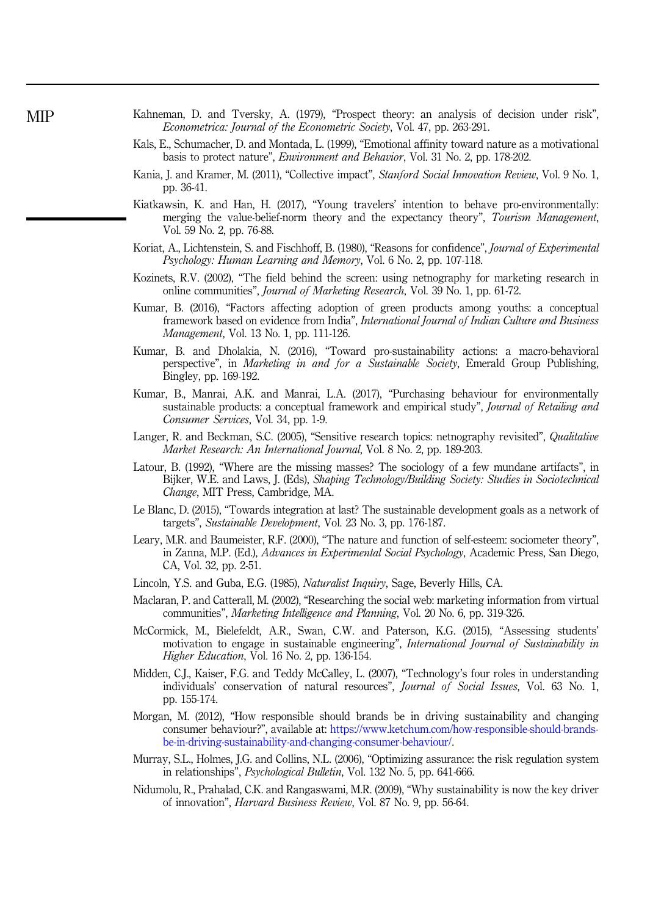Kahneman, D. and Tversky, A. (1979), "Prospect theory: an analysis of decision under risk", *Econometrica: Journal of the Econometric Society*, Vol. 47, pp. 263-291.

Kals, E., Schumacher, D. and Montada, L. (1999), "Emotional affinity toward nature as a motivational basis to protect nature", *Environment and Behavior*, Vol. 31 No. 2, pp. 178-202.

Kania, J. and Kramer, M. (2011), "Collective impact", *Stanford Social Innovation Review*, Vol. 9 No. 1, pp. 36-41.

Kiatkawsin, K. and Han, H. (2017), "Young travelers' intention to behave pro-environmentally: merging the value-belief-norm theory and the expectancy theory", *Tourism Management*, Vol. 59 No. 2, pp. 76-88.

Koriat, A., Lichtenstein, S. and Fischhoff, B. (1980), "Reasons for confidence", *Journal of Experimental Psychology: Human Learning and Memory*, Vol. 6 No. 2, pp. 107-118.

Kozinets, R.V. (2002), "The field behind the screen: using netnography for marketing research in online communities", *Journal of Marketing Research*, Vol. 39 No. 1, pp. 61-72.

Kumar, B. (2016), "Factors affecting adoption of green products among youths: a conceptual framework based on evidence from India", *International Journal of Indian Culture and Business Management*, Vol. 13 No. 1, pp. 111-126.

Kumar, B. and Dholakia, N. (2016), "Toward pro-sustainability actions: a macro-behavioral perspective", in *Marketing in and for a Sustainable Society*, Emerald Group Publishing, Bingley, pp. 169-192.

Kumar, B., Manrai, A.K. and Manrai, L.A. (2017), "Purchasing behaviour for environmentally sustainable products: a conceptual framework and empirical study", *Journal of Retailing and Consumer Services*, Vol. 34, pp. 1-9.

Langer, R. and Beckman, S.C. (2005), "Sensitive research topics: netnography revisited", *Qualitative Market Research: An International Journal*, Vol. 8 No. 2, pp. 189-203.

Latour, B. (1992), "Where are the missing masses? The sociology of a few mundane artifacts", in Bijker, W.E. and Laws, J. (Eds), *Shaping Technology/Building Society: Studies in Sociotechnical Change*, MIT Press, Cambridge, MA.

Le Blanc, D. (2015), "Towards integration at last? The sustainable development goals as a network of targets", *Sustainable Development*, Vol. 23 No. 3, pp. 176-187.

Leary, M.R. and Baumeister, R.F. (2000), "The nature and function of self-esteem: sociometer theory", in Zanna, M.P. (Ed.), *Advances in Experimental Social Psychology*, Academic Press, San Diego, CA, Vol. 32, pp. 2-51.

Lincoln, Y.S. and Guba, E.G. (1985), *Naturalist Inquiry*, Sage, Beverly Hills, CA.

Maclaran, P. and Catterall, M. (2002), "Researching the social web: marketing information from virtual communities", *Marketing Intelligence and Planning*, Vol. 20 No. 6, pp. 319-326.

McCormick, M., Bielefeldt, A.R., Swan, C.W. and Paterson, K.G. (2015), "Assessing students' motivation to engage in sustainable engineering", *International Journal of Sustainability in Higher Education*, Vol. 16 No. 2, pp. 136-154.

Midden, C.J., Kaiser, F.G. and Teddy McCalley, L. (2007), "Technology's four roles in understanding individuals' conservation of natural resources", *Journal of Social Issues*, Vol. 63 No. 1, pp. 155-174.

Morgan, M. (2012), "How responsible should brands be in driving sustainability and changing consumer behaviour?", available at: https://www.ketchum.com/how-responsible-should-brands-be-in-driving-sustainability-and-changing-consumer-behaviour/.

Murray, S.L., Holmes, J.G. and Collins, N.L. (2006), "Optimizing assurance: the risk regulation system in relationships", *Psychological Bulletin*, Vol. 132 No. 5, pp. 641-666.

Nidumolu, R., Prahalad, C.K. and Rangaswami, M.R. (2009), "Why sustainability is now the key driver of innovation", *Harvard Business Review*, Vol. 87 No. 9, pp. 56-64.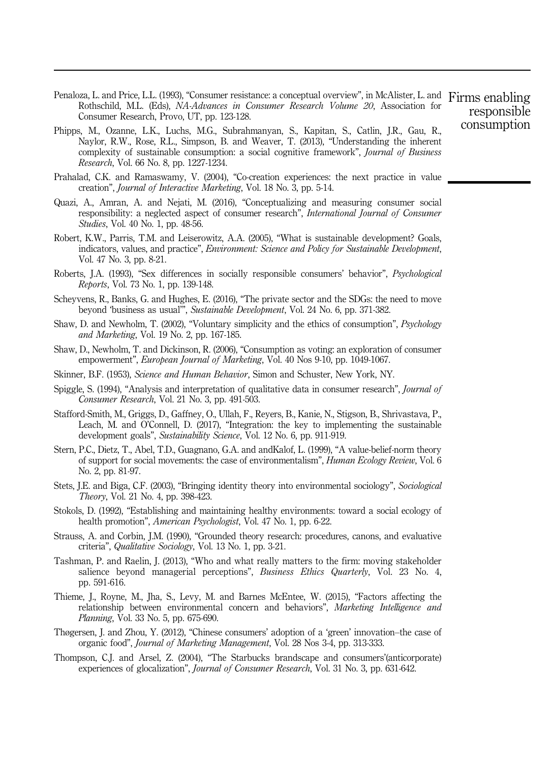Penaloza, L. and Price, L.L. (1993), "Consumer resistance: a conceptual overview", in McAlister, L. and Rothschild, M.L. (Eds), *NA-Advances in Consumer Research Volume 20*, Association for Consumer Research, Provo, UT, pp. 123-128.

Phipps, M., Ozanne, L.K., Luchs, M.G., Subrahmanyan, S., Kapitan, S., Catlin, J.R., Gau, R., Naylor, R.W., Rose, R.L., Simpson, B. and Weaver, T. (2013), "Understanding the inherent complexity of sustainable consumption: a social cognitive framework", *Journal of Business Research*, Vol. 66 No. 8, pp. 1227-1234.

Prahalad, C.K. and Ramaswamy, V. (2004), "Co-creation experiences: the next practice in value creation", *Journal of Interactive Marketing*, Vol. 18 No. 3, pp. 5-14.

Quazi, A., Amran, A. and Nejati, M. (2016), "Conceptualizing and measuring consumer social responsibility: a neglected aspect of consumer research", *International Journal of Consumer Studies*, Vol. 40 No. 1, pp. 48-56.

Robert, K.W., Parris, T.M. and Leiserowitz, A.A. (2005), "What is sustainable development? Goals, indicators, values, and practice", *Environment: Science and Policy for Sustainable Development*, Vol. 47 No. 3, pp. 8-21.

Roberts, J.A. (1993), "Sex differences in socially responsible consumers' behavior", *Psychological Reports*, Vol. 73 No. 1, pp. 139-148.

Scheyvens, R., Banks, G. and Hughes, E. (2016), "The private sector and the SDGs: the need to move beyond 'business as usual'", *Sustainable Development*, Vol. 24 No. 6, pp. 371-382.

Shaw, D. and Newholm, T. (2002), "Voluntary simplicity and the ethics of consumption", *Psychology and Marketing*, Vol. 19 No. 2, pp. 167-185.

Shaw, D., Newholm, T. and Dickinson, R. (2006), "Consumption as voting: an exploration of consumer empowerment", *European Journal of Marketing*, Vol. 40 Nos 9-10, pp. 1049-1067.

Skinner, B.F. (1953), *Science and Human Behavior*, Simon and Schuster, New York, NY.

Spiggle, S. (1994), "Analysis and interpretation of qualitative data in consumer research", *Journal of Consumer Research*, Vol. 21 No. 3, pp. 491-503.

Stafford-Smith, M., Griggs, D., Gaffney, O., Ullah, F., Reyers, B., Kanie, N., Stigson, B., Shrivastava, P., Leach, M. and O'Connell, D. (2017), "Integration: the key to implementing the sustainable development goals", *Sustainability Science*, Vol. 12 No. 6, pp. 911-919.

Stern, P.C., Dietz, T., Abel, T.D., Guagnano, G.A. and andKalof, L. (1999), "A value-belief-norm theory of support for social movements: the case of environmentalism", *Human Ecology Review*, Vol. 6 No. 2, pp. 81-97.

Stets, J.E. and Biga, C.F. (2003), "Bringing identity theory into environmental sociology", *Sociological Theory*, Vol. 21 No. 4, pp. 398-423.

Stokols, D. (1992), "Establishing and maintaining healthy environments: toward a social ecology of health promotion", *American Psychologist*, Vol. 47 No. 1, pp. 6-22.

Strauss, A. and Corbin, J.M. (1990), "Grounded theory research: procedures, canons, and evaluative criteria", *Qualitative Sociology*, Vol. 13 No. 1, pp. 3-21.

Tashman, P. and Raelin, J. (2013), "Who and what really matters to the firm: moving stakeholder salience beyond managerial perceptions", *Business Ethics Quarterly*, Vol. 23 No. 4, pp. 591-616.

Thieme, J., Royne, M., Jha, S., Levy, M. and Barnes McEntee, W. (2015), "Factors affecting the relationship between environmental concern and behaviors", *Marketing Intelligence and Planning*, Vol. 33 No. 5, pp. 675-690.

Thøgersen, J. and Zhou, Y. (2012), "Chinese consumers' adoption of a 'green' innovation–the case of organic food", *Journal of Marketing Management*, Vol. 28 Nos 3-4, pp. 313-333.

Thompson, C.J. and Arsel, Z. (2004), "The Starbucks brandscape and consumers'(anticorporate) experiences of glocalization", *Journal of Consumer Research*, Vol. 31 No. 3, pp. 631-642.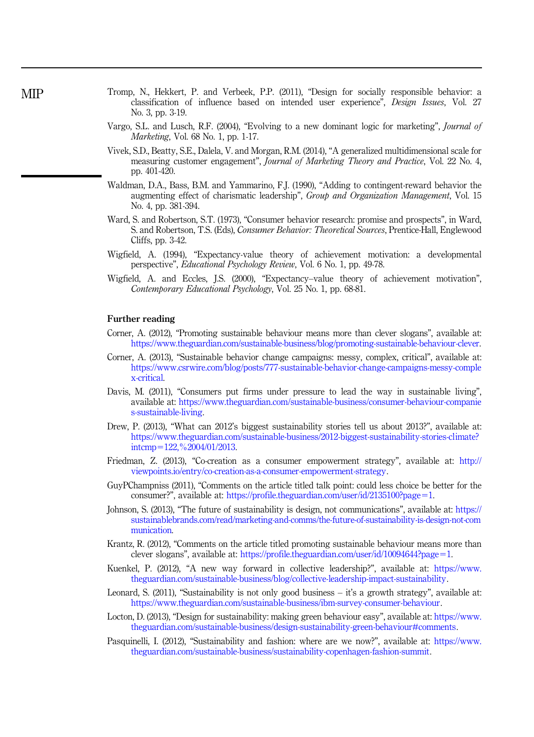Tromp, N., Hekkert, P. and Verbeek, P.P. (2011), “Design for socially responsible behavior: a classification of influence based on intended user experience”, *Design Issues*, Vol. 27 No. 3, pp. 3-19.

Vargo, S.L. and Lusch, R.F. (2004), “Evolving to a new dominant logic for marketing”, *Journal of Marketing*, Vol. 68 No. 1, pp. 1-17.

Vivek, S.D., Beatty, S.E., Dalela, V. and Morgan, R.M. (2014), “A generalized multidimensional scale for measuring customer engagement”, *Journal of Marketing Theory and Practice*, Vol. 22 No. 4, pp. 401-420.

Waldman, D.A., Bass, B.M. and Yammarino, F.J. (1990), “Adding to contingent-reward behavior the augmenting effect of charismatic leadership”, *Group and Organization Management*, Vol. 15 No. 4, pp. 381-394.

Ward, S. and Robertson, S.T. (1973), “Consumer behavior research: promise and prospects”, in Ward, S. and Robertson, T.S. (Eds), *Consumer Behavior: Theoretical Sources*, Prentice-Hall, Englewood Cliffs, pp. 3-42.

Wigfield, A. (1994), “Expectancy-value theory of achievement motivation: a developmental perspective”, *Educational Psychology Review*, Vol. 6 No. 1, pp. 49-78.

Wigfield, A. and Eccles, J.S. (2000), “Expectancy–value theory of achievement motivation”, *Contemporary Educational Psychology*, Vol. 25 No. 1, pp. 68-81.

## Further reading

Corner, A. (2012), “Promoting sustainable behaviour means more than clever slogans”, available at: https://www.theguardian.com/sustainable-business/blog/promoting-sustainable-behaviour-clever.

Corner, A. (2013), “Sustainable behavior change campaigns: messy, complex, critical”, available at: https://www.csrwire.com/blog/posts/777-sustainable-behavior-change-campaigns-messy-complex-critical.

Davis, M. (2011), “Consumers put firms under pressure to lead the way in sustainable living”, available at: https://www.theguardian.com/sustainable-business/consumer-behaviour-companies-sustainable-living.

Drew, P. (2013), “What can 2012’s biggest sustainability stories tell us about 2013?”, available at: https://www.theguardian.com/sustainable-business/2012-biggest-sustainability-stories-climate?intcmp=122,%2004/01/2013.

Friedman, Z. (2013), “Co-creation as a consumer empowerment strategy”, available at: http://viewpoints.io/entry/co-creation-as-a-consumer-empowerment-strategy.

GuyPChampniss (2011), “Comments on the article titled talk point: could less choice be better for the consumer?”, available at: https://profile.theguardian.com/user/id/2135100?page=1.

Johnson, S. (2013), “The future of sustainability is design, not communications”, available at: https://sustainablebrands.com/read/marketing-and-comms/the-future-of-sustainability-is-design-not-communication.

Krantz, R. (2012), “Comments on the article titled promoting sustainable behaviour means more than clever slogans”, available at: https://profile.theguardian.com/user/id/10094644?page=1.

Kuenkel, P. (2012), “A new way forward in collective leadership?”, available at: https://www.theguardian.com/sustainable-business/blog/collective-leadership-impact-sustainability.

Leonard, S. (2011), “Sustainability is not only good business – it’s a growth strategy”, available at: https://www.theguardian.com/sustainable-business/ibm-survey-consumer-behaviour.

Locton, D. (2013), “Design for sustainability: making green behaviour easy”, available at: https://www.theguardian.com/sustainable-business/design-sustainability-green-behaviour#comments.

Pasquinelli, I. (2012), “Sustainability and fashion: where are we now?”, available at: https://www.theguardian.com/sustainable-business/sustainability-copenhagen-fashion-summit.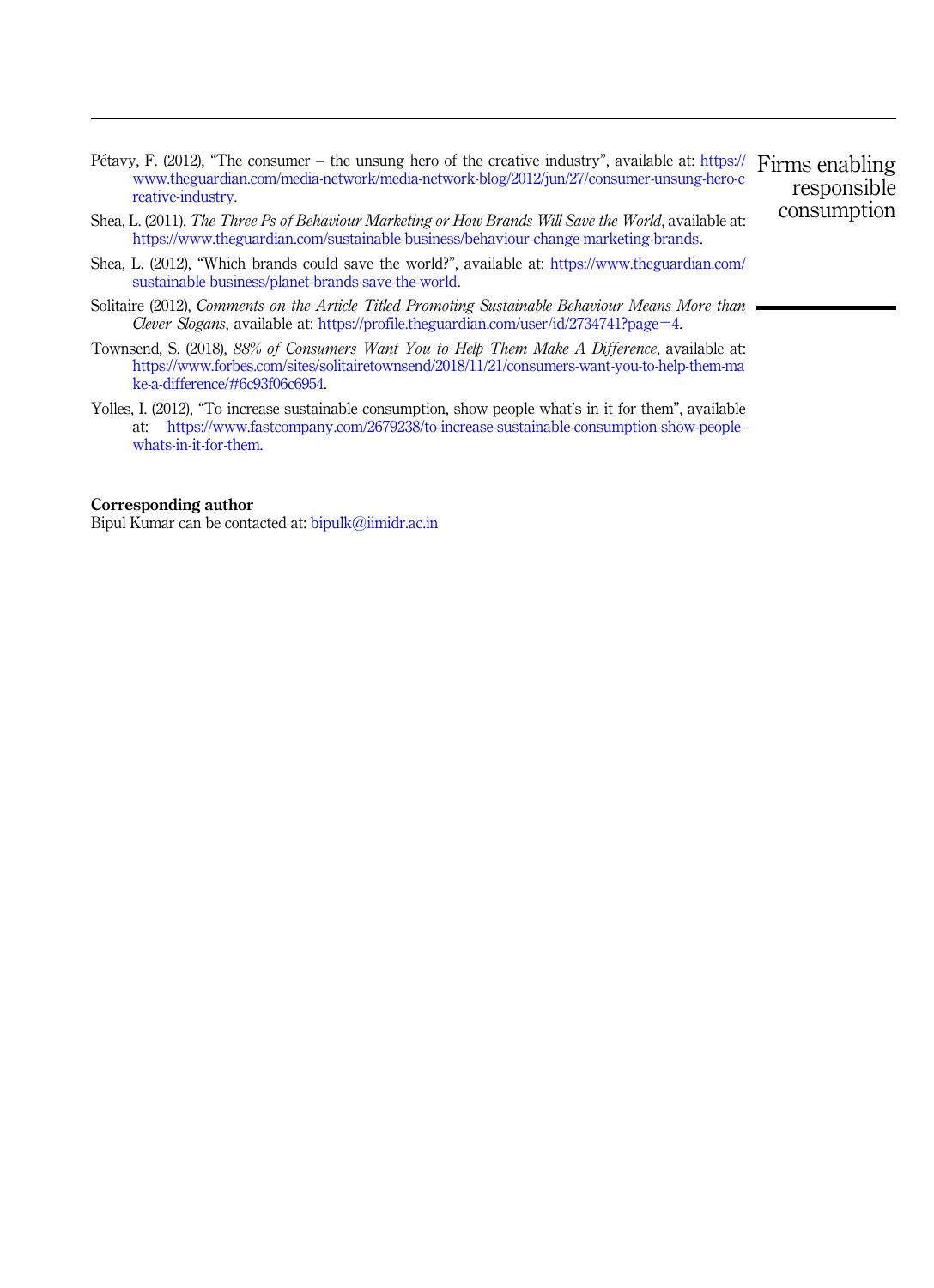Pétavy, F. (2012), "The consumer – the unsung hero of the creative industry", available at: https://www.theguardian.com/media-network/media-network-blog/2012/jun/27/consumer-unsung-hero-creative-industry.

Shea, L. (2011), *The Three Ps of Behaviour Marketing or How Brands Will Save the World*, available at: https://www.theguardian.com/sustainable-business/behaviour-change-marketing-brands.

Shea, L. (2012), "Which brands could save the world?", available at: https://www.theguardian.com/sustainable-business/planet-brands-save-the-world.

Solitaire (2012), *Comments on the Article Titled Promoting Sustainable Behaviour Means More than Clever Slogans*, available at: https://profile.theguardian.com/user/id/2734741?page=4.

Townsend, S. (2018), *88% of Consumers Want You to Help Them Make A Difference*, available at: https://www.forbes.com/sites/solitairetownsend/2018/11/21/consumers-want-you-to-help-them-make-a-difference/#6c93f06c6954.

Yolles, I. (2012), "To increase sustainable consumption, show people what's in it for them", available at: https://www.fastcompany.com/2679238/to-increase-sustainable-consumption-show-people-whats-in-it-for-them.

**Corresponding author**

Bipul Kumar can be contacted at: bipulk@iimidr.ac.in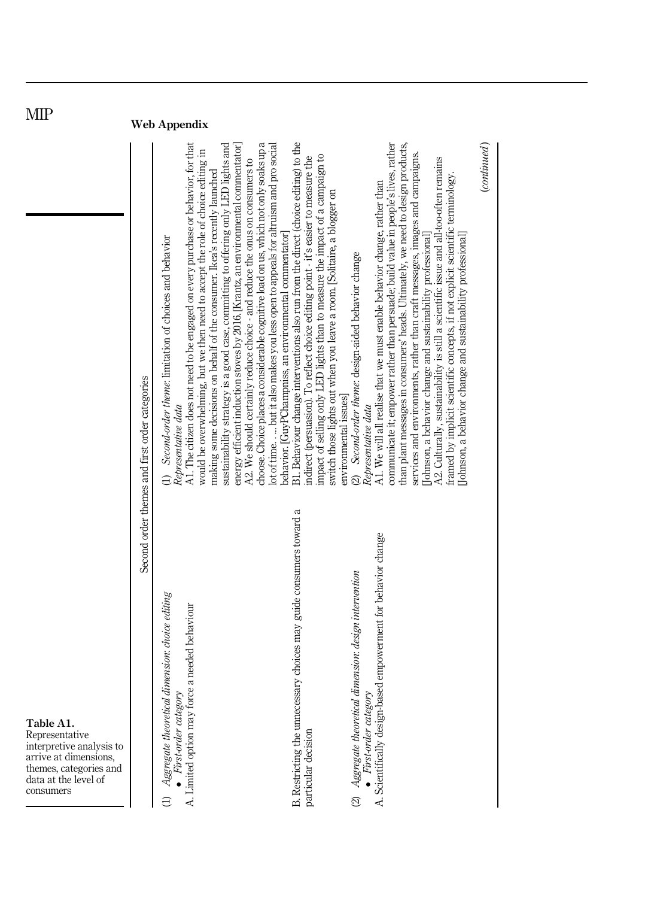## Web Appendix

**Table A1.** Representative interpretive analysis to arrive at dimensions, themes, categories and data at the level of consumers

| | Second order themes and first order categories |
|---|---|
| (1) *Aggregate theoretical dimension: choice editing*<br>• *First-order category*<br>A. Limited option may force a needed behaviour | (1) *Second-order theme*: limitation of choices and behavior<br>*Representative data*<br>A1. The citizen does not need to be engaged on every purchase or behavior, for that would be overwhelming, but we then need to accept the role of choice editing in making some decisions on behalf of the consumer. Ikea's recently launched sustainability strategy is a good case, committing to offering only LED lights and energy efficient induction stoves by 2016. [Krantz, an environmental commentator]<br>A2. We should certainly reduce choice - and reduce the onus on consumers to choose. Choice places a considerable cognitive load on us, which not only soaks up a lot of time. . . . but it also makes you less open to appeals for altruism and pro social behavior. [GuyPChampniss, an environmental commentator] |
| B. Restricting the unnecessary choices may guide consumers toward a particular decision | B1. Behaviour change interventions also run from the direct (choice editing) to the indirect (persuasion). To reflect choice editing point - it's easier to measure the impact of selling only LED lights than to measure the impact of a campaign to switch those lights out when you leave a room. [Solitaire, a blogger on environmental issues] |
| (2) *Aggregate theoretical dimension: design intervention*<br>• *First-order category*<br>A. Scientifically design-based empowerment for behavior change | (2) *Second-order theme*: design-aided behavior change<br>*Representative data*<br>A1. We will all realise that we must enable behavior change, rather than communicate it; empower rather than persuade; build value in people's lives, rather than plant messages in consumers' heads. Ultimately, we need to design products, services and environments, rather than craft messages, images and campaigns. [Johnson, a behavior change and sustainability professional]<br>A2. Culturally, sustainability is still a scientific issue and all-too-often remains framed by implicit scientific concepts, if not explicit scientific terminology. [Johnson, a behavior change and sustainability professional] |

(*continued*)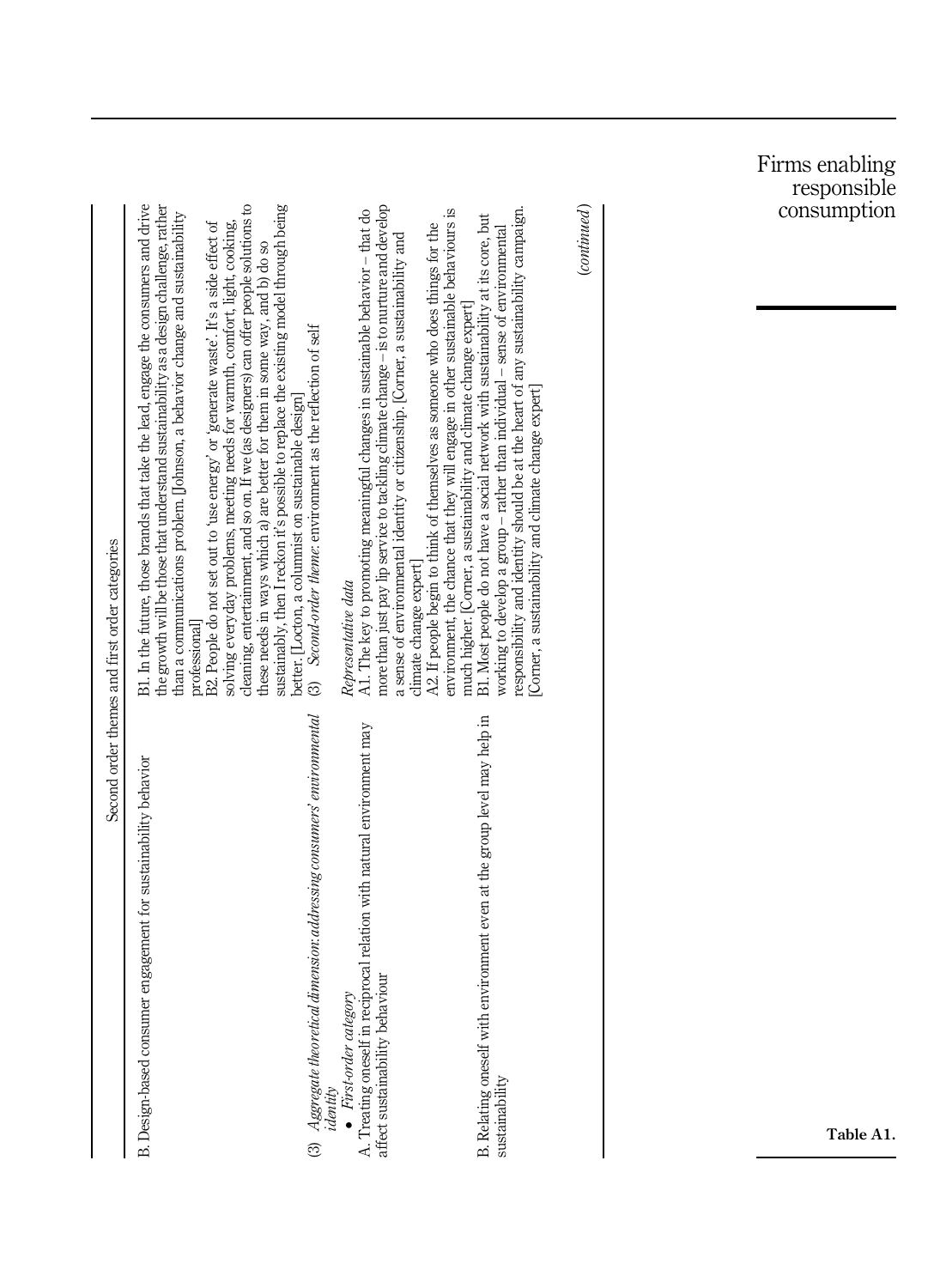| Second order themes and first order categories | |
|---|---|
| B. Design-based consumer engagement for sustainability behavior | B1. In the future, those brands that take the lead, engage the consumers and drive the growth will be those that understand sustainability as a design challenge, rather than a communications problem. [Johnson, a behavior change and sustainability professional]<br>B2. People do not set out to 'use energy' or 'generate waste'. It's a side effect of solving everyday problems, meeting needs for warmth, comfort, light, cooking, cleaning, entertainment, and so on. If we (as designers) can offer people solutions to these needs in ways which a) are better for them in some way, and b) do so sustainably, then I reckon it's possible to replace the existing model through being better. [Locton, a columnist on sustainable design] |
| (3) *Aggregate theoretical dimension: addressing consumers' environmental identity* | (3) *Second-order theme:* environment as the reflection of self |
| • *First-order category* | *Representative data* |
| A. Treating oneself in reciprocal relation with natural environment may affect sustainability behaviour | A1. The key to promoting meaningful changes in sustainable behavior – that do more than just pay lip service to tackling climate change – is to nurture and develop a sense of environmental identity or citizenship. [Corner, a sustainability and climate change expert]<br>A2. If people begin to think of themselves as someone who does things for the environment, the chance that they will engage in other sustainable behaviours is much higher. [Corner, a sustainability and climate change expert] |
| B. Relating oneself with environment even at the group level may help in sustainability | B1. Most people do not have a social network with sustainability at its core, but working to develop a group – rather than individual – sense of environmental responsibility and identity should be at the heart of any sustainability campaign. [Corner, a sustainability and climate change expert] |

(*continued*)

**Table A1.**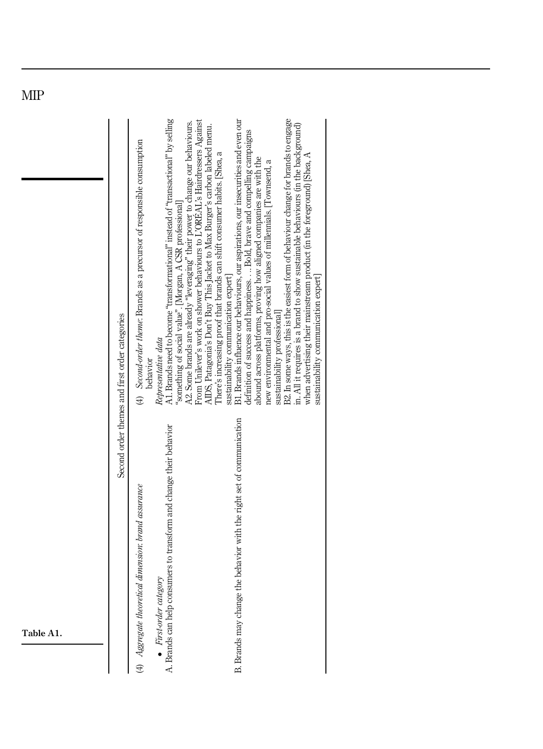**Table A1.**

| Second order themes and first order categories | |
|---|---|
| (4) *Aggregate theoretical dimension: brand assurance* | (4) *Second-order theme*: Brands as a precursor of responsible consumption behavior |
| • *First-order category* | *Representative data* |
| A. Brands can help consumers to transform and change their behavior | A1. Brands need to become "transformational" instead of "transactional" by selling "something of social value". [Morgan, A CSR professional]<br>A2. Some brands are already "leveraging" their power to change our behaviours. From Unilever's work on shower behaviours to L'OREAL's Hairdressers Against AIDS, Patagonia's Don't Buy This Jacket to Max Burger's carbon labeled menu. There's increasing proof that brands can shift consumer habits. [Shea, a sustainability communication expert] |
| B. Brands may change the behavior with the right set of communication | B1. Brands influence our behaviours, our aspirations, our insecurities and even our definition of success and happiness. . . Bold, brave and compelling campaigns abound across platforms, proving how aligned companies are with the new environmental and pro-social values of millennials. [Townsend, a sustainability professional]<br>B2. In some ways, this is the easiest form of behaviour change for brands to engage in. All it requires is a brand to show sustainable behaviours (in the background) when advertising their mainstream product (in the foreground) [Shea, A sustainability communication expert] |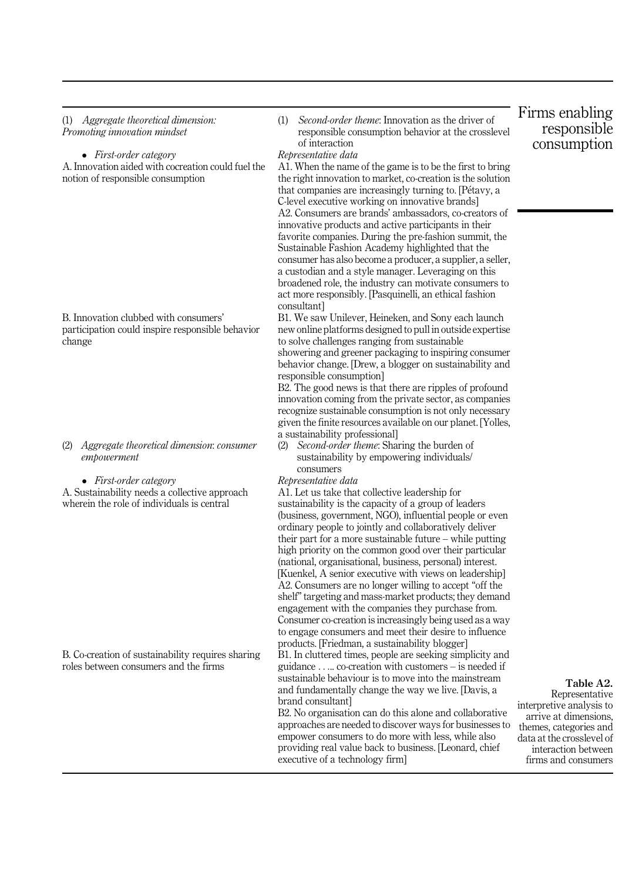**Table A2.** Representative interpretive analysis to arrive at dimensions, themes, categories and data at the crosslevel of interaction between firms and consumers

| | |
|---|---|
| (1) *Aggregate theoretical dimension: Promoting innovation mindset* | (1) *Second-order theme*: Innovation as the driver of responsible consumption behavior at the crosslevel of interaction |
| • *First-order category* | *Representative data* |
| A. Innovation aided with cocreation could fuel the notion of responsible consumption | A1. When the name of the game is to be the first to bring the right innovation to market, co-creation is the solution that companies are increasingly turning to. [Pétavy, a C-level executive working on innovative brands] A2. Consumers are brands' ambassadors, co-creators of innovative products and active participants in their favorite companies. During the pre-fashion summit, the Sustainable Fashion Academy highlighted that the consumer has also become a producer, a supplier, a seller, a custodian and a style manager. Leveraging on this broadened role, the industry can motivate consumers to act more responsibly. [Pasquinelli, an ethical fashion consultant] |
| B. Innovation clubbed with consumers' participation could inspire responsible behavior change | B1. We saw Unilever, Heineken, and Sony each launch new online platforms designed to pull in outside expertise to solve challenges ranging from sustainable showering and greener packaging to inspiring consumer behavior change. [Drew, a blogger on sustainability and responsible consumption] B2. The good news is that there are ripples of profound innovation coming from the private sector, as companies recognize sustainable consumption is not only necessary given the finite resources available on our planet. [Yolles, a sustainability professional] |
| (2) *Aggregate theoretical dimension*: *consumer empowerment* | (2) *Second-order theme*: Sharing the burden of sustainability by empowering individuals/ consumers |
| • *First-order category* | *Representative data* |
| A. Sustainability needs a collective approach wherein the role of individuals is central | A1. Let us take that collective leadership for sustainability is the capacity of a group of leaders (business, government, NGO), influential people or even ordinary people to jointly and collaboratively deliver their part for a more sustainable future – while putting high priority on the common good over their particular (national, organisational, business, personal) interest. [Kuenkel, A senior executive with views on leadership] A2. Consumers are no longer willing to accept "off the shelf" targeting and mass-market products; they demand engagement with the companies they purchase from. Consumer co-creation is increasingly being used as a way to engage consumers and meet their desire to influence products. [Friedman, a sustainability blogger] |
| B. Co-creation of sustainability requires sharing roles between consumers and the firms | B1. In cluttered times, people are seeking simplicity and guidance . . ... co-creation with customers – is needed if sustainable behaviour is to move into the mainstream and fundamentally change the way we live. [Davis, a brand consultant] B2. No organisation can do this alone and collaborative approaches are needed to discover ways for businesses to empower consumers to do more with less, while also providing real value back to business. [Leonard, chief executive of a technology firm] |